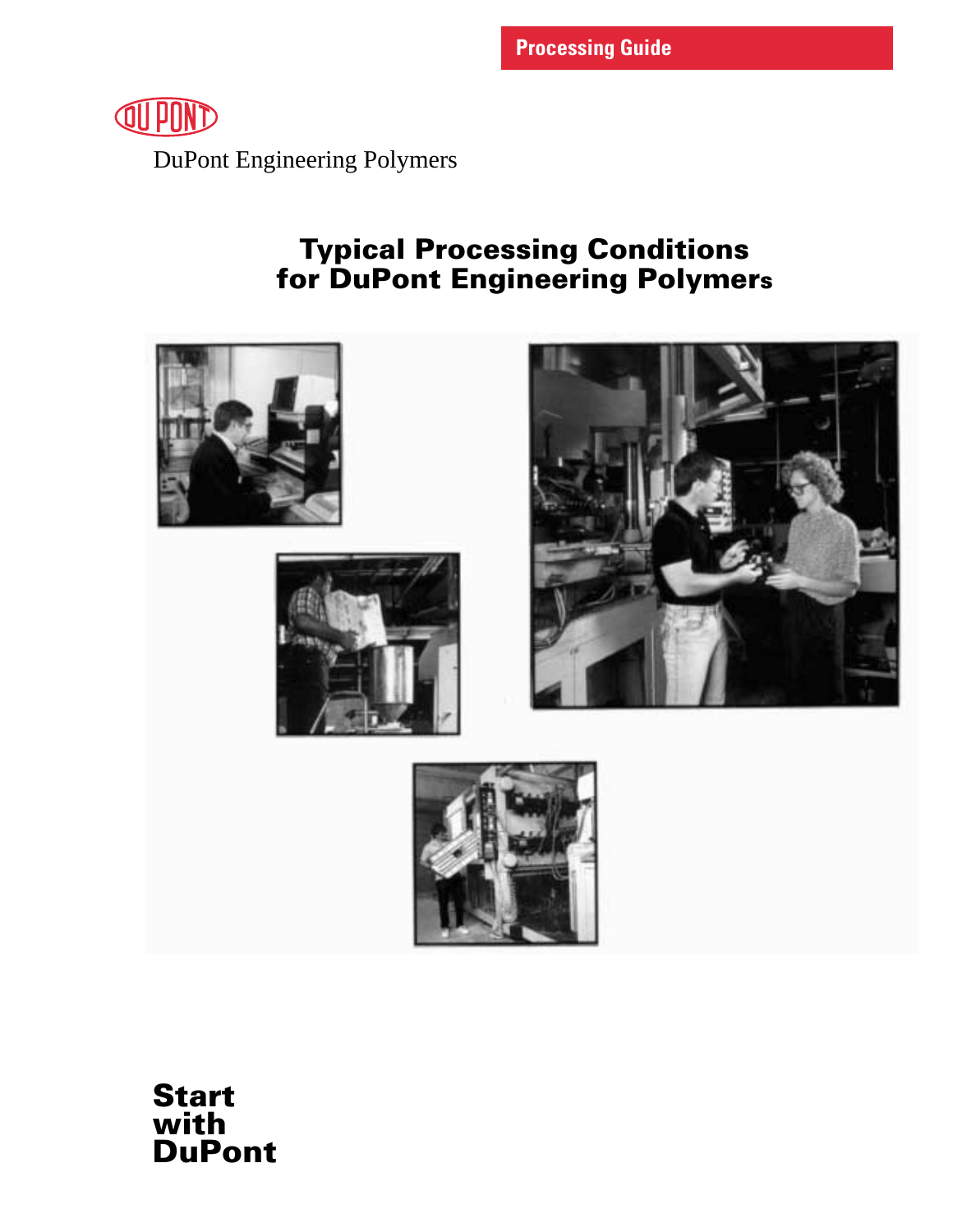Processing Guide

DuPont Engineering Polymers

# Typical Processing Conditions for DuPont Engineering Polymers

**Start with DuPont**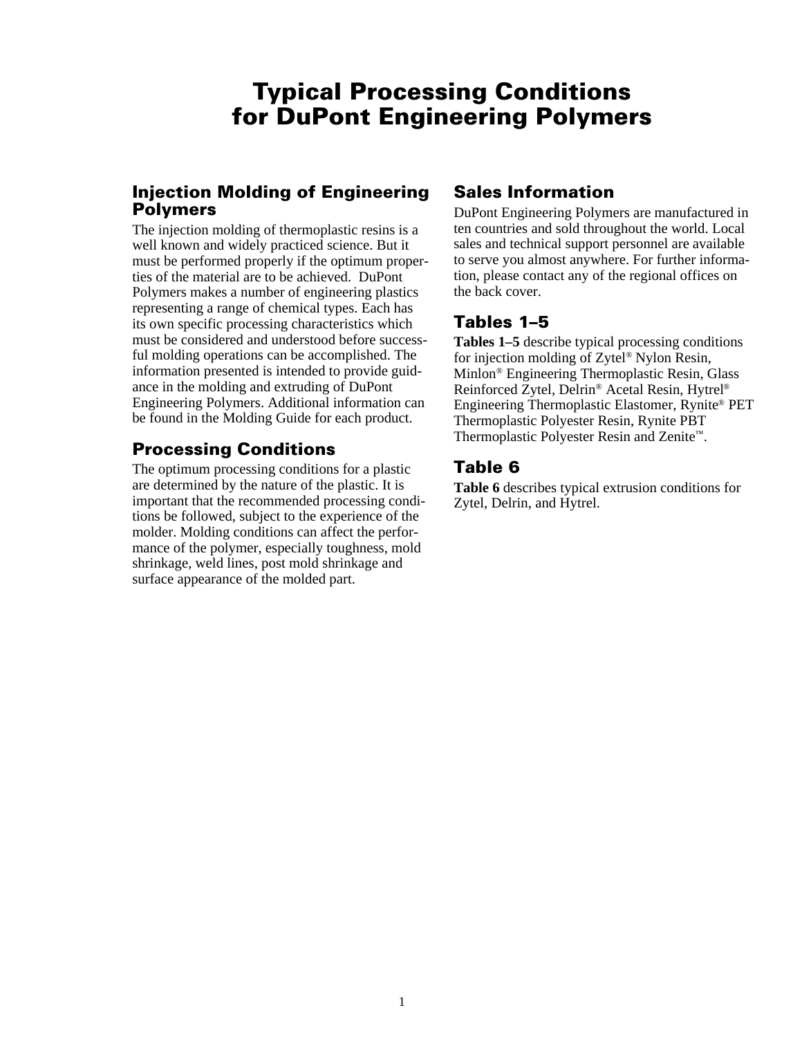# Typical Processing Conditions for DuPont Engineering Polymers

## Injection Molding of Engineering Polymers

The injection molding of thermoplastic resins is a well known and widely practiced science. But it must be performed properly if the optimum properties of the material are to be achieved. DuPont Polymers makes a number of engineering plastics representing a range of chemical types. Each has its own specific processing characteristics which must be considered and understood before successful molding operations can be accomplished. The information presented is intended to provide guidance in the molding and extruding of DuPont Engineering Polymers. Additional information can be found in the Molding Guide for each product.

## Processing Conditions

The optimum processing conditions for a plastic are determined by the nature of the plastic. It is important that the recommended processing conditions be followed, subject to the experience of the molder. Molding conditions can affect the performance of the polymer, especially toughness, mold shrinkage, weld lines, post mold shrinkage and surface appearance of the molded part.

## Sales Information

DuPont Engineering Polymers are manufactured in ten countries and sold throughout the world. Local sales and technical support personnel are available to serve you almost anywhere. For further information, please contact any of the regional offices on the back cover.

## Tables 1–5

**Tables 1–5** describe typical processing conditions for injection molding of Zytel® Nylon Resin, Minlon® Engineering Thermoplastic Resin, Glass Reinforced Zytel, Delrin® Acetal Resin, Hytrel® Engineering Thermoplastic Elastomer, Rynite® PET Thermoplastic Polyester Resin, Rynite PBT Thermoplastic Polyester Resin and Zenite™.

## Table 6

**Table 6** describes typical extrusion conditions for Zytel, Delrin, and Hytrel.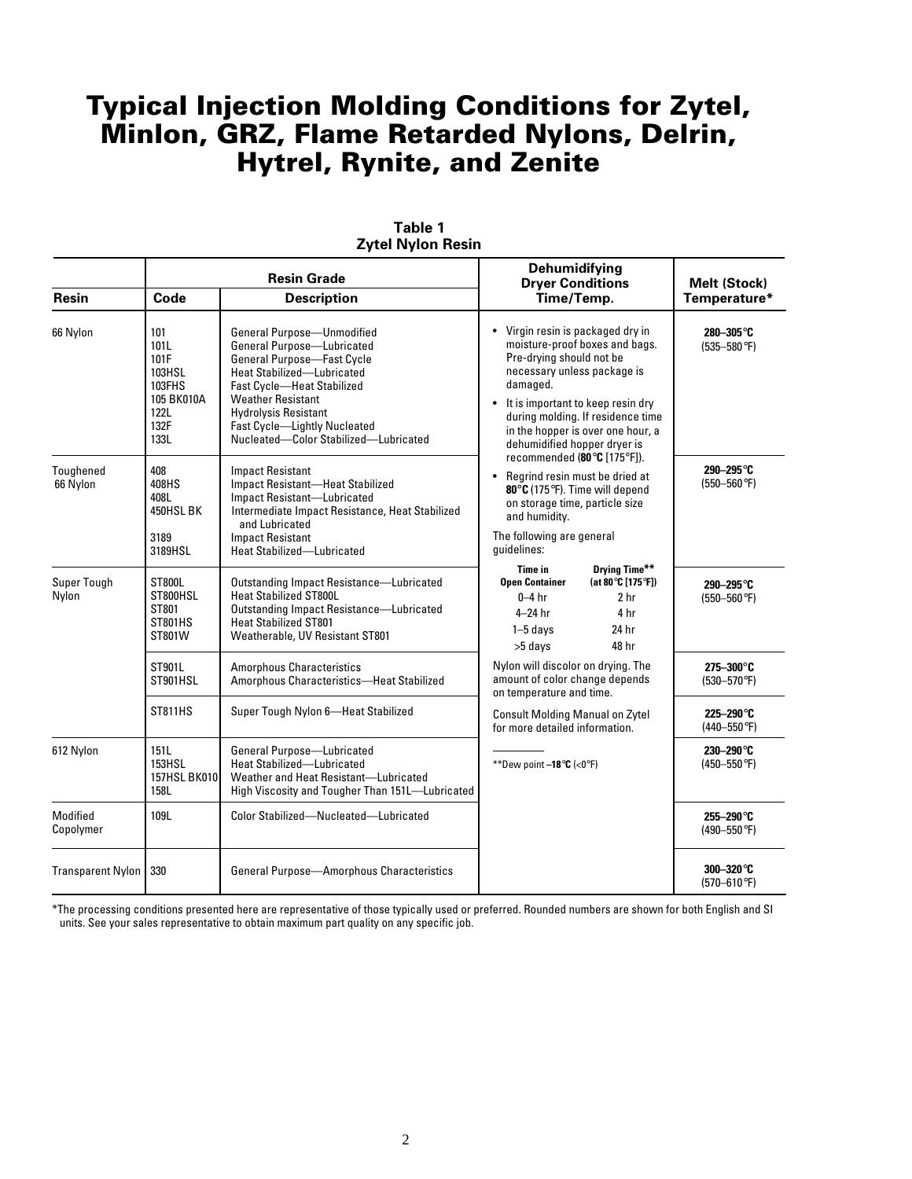# Typical Injection Molding Conditions for Zytel, Minlon, GRZ, Flame Retarded Nylons, Delrin, Hytrel, Rynite, and Zenite

**Table 1**
**Zytel Nylon Resin**

| Resin | Resin Grade Code | Resin Grade Description | Dehumidifying Dryer Conditions Time/Temp. | Melt (Stock) Temperature* |
|---|---|---|---|---|
| 66 Nylon | 101<br>101L<br>101F<br>103HSL<br>103FHS<br>105 BK010A<br>122L<br>132F<br>133L | General Purpose—Unmodified<br>General Purpose—Lubricated<br>General Purpose—Fast Cycle<br>Heat Stabilized—Lubricated<br>Fast Cycle—Heat Stabilized<br>Weather Resistant<br>Hydrolysis Resistant<br>Fast Cycle—Lightly Nucleated<br>Nucleated—Color Stabilized—Lubricated | • Virgin resin is packaged dry in moisture-proof boxes and bags. Pre-drying should not be necessary unless package is damaged.<br>• It is important to keep resin dry during molding. If residence time in the hopper is over one hour, a dehumidified hopper dryer is recommended (**80°C** [175°F]).<br>• Regrind resin must be dried at **80°C** (175°F). Time will depend on storage time, particle size and humidity.<br>The following are general guidelines:<br>**Time in Open Container / Drying Time**** **(at 80°C [175°F])**<br>0–4 hr / 2 hr<br>4–24 hr / 4 hr<br>1–5 days / 24 hr<br>>5 days / 48 hr<br>Nylon will discolor on drying. The amount of color change depends on temperature and time.<br>Consult Molding Manual on Zytel for more detailed information.<br>**Dew point **–18°C** (<0°F) | **280–305°C**<br>(535–580°F) |
| Toughened 66 Nylon | 408<br>408HS<br>408L<br>450HSL BK<br>3189<br>3189HSL | Impact Resistant<br>Impact Resistant—Heat Stabilized<br>Impact Resistant—Lubricated<br>Intermediate Impact Resistance, Heat Stabilized and Lubricated<br>Impact Resistant<br>Heat Stabilized—Lubricated | | **290–295°C**<br>(550–560°F) |
| Super Tough Nylon | ST800L<br>ST800HSL<br>ST801<br>ST801HS<br>ST801W | Outstanding Impact Resistance—Lubricated<br>Heat Stabilized ST800L<br>Outstanding Impact Resistance—Lubricated<br>Heat Stabilized ST801<br>Weatherable, UV Resistant ST801 | | **290–295°C**<br>(550–560°F) |
| | ST901L<br>ST901HSL | Amorphous Characteristics<br>Amorphous Characteristics—Heat Stabilized | | **275–300°C**<br>(530–570°F) |
| | ST811HS | Super Tough Nylon 6—Heat Stabilized | | **225–290°C**<br>(440–550°F) |
| 612 Nylon | 151L<br>153HSL<br>157HSL BK010<br>158L | General Purpose—Lubricated<br>Heat Stabilized—Lubricated<br>Weather and Heat Resistant—Lubricated<br>High Viscosity and Tougher Than 151L—Lubricated | | **230–290°C**<br>(450–550°F) |
| Modified Copolymer | 109L | Color Stabilized—Nucleated—Lubricated | | **255–290°C**<br>(490–550°F) |
| Transparent Nylon | 330 | General Purpose—Amorphous Characteristics | | **300–320°C**<br>(570–610°F) |

*The processing conditions presented here are representative of those typically used or preferred. Rounded numbers are shown for both English and SI units. See your sales representative to obtain maximum part quality on any specific job.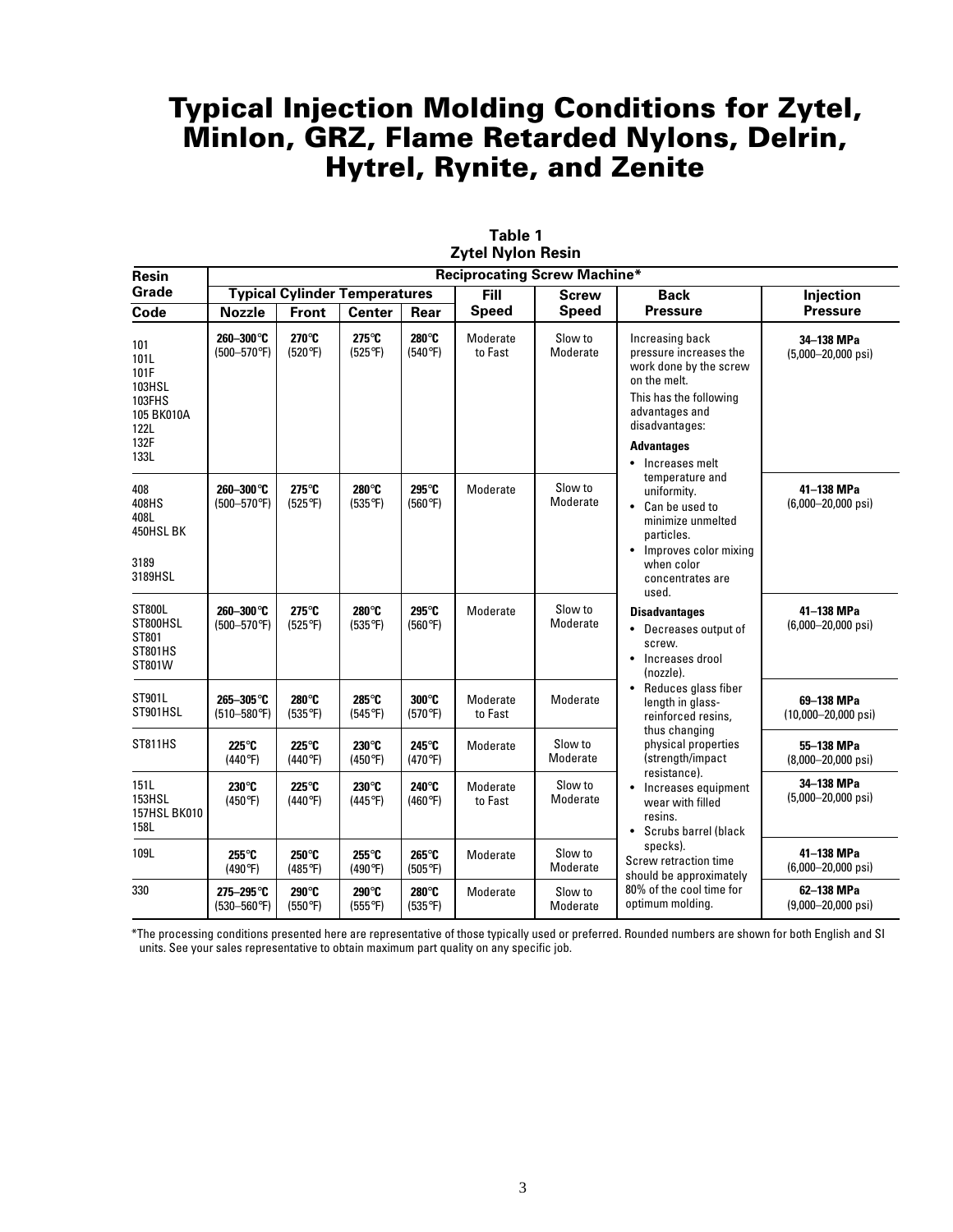# Typical Injection Molding Conditions for Zytel, Minlon, GRZ, Flame Retarded Nylons, Delrin, Hytrel, Rynite, and Zenite

**Table 1**
**Zytel Nylon Resin**

| Resin Grade Code | Reciprocating Screw Machine* | | | | | | | |
|---|---|---|---|---|---|---|---|---|
| | Typical Cylinder Temperatures | | | | Fill Speed | Screw Speed | Back Pressure | Injection Pressure |
| | Nozzle | Front | Center | Rear | | | | |
| 101<br>101L<br>101F<br>103HSL<br>103FHS<br>105 BK010A<br>122L<br>132F<br>133L | 260–300°C (500–570°F) | 270°C (520°F) | 275°C (525°F) | 280°C (540°F) | Moderate to Fast | Slow to Moderate | Increasing back pressure increases the work done by the screw on the melt.<br>This has the following advantages and disadvantages:<br>**Advantages**<br>• Increases melt temperature and uniformity.<br>• Can be used to minimize unmelted particles.<br>• Improves color mixing when color concentrates are used.<br>**Disadvantages**<br>• Decreases output of screw.<br>• Increases drool (nozzle).<br>• Reduces glass fiber length in glass-reinforced resins, thus changing physical properties (strength/impact resistance).<br>• Increases equipment wear with filled resins.<br>• Scrubs barrel (black specks).<br>Screw retraction time should be approximately 80% of the cool time for optimum molding. | 34–138 MPa (5,000–20,000 psi) |
| 408<br>408HS<br>408L<br>450HSL BK<br>3189<br>3189HSL | 260–300°C (500–570°F) | 275°C (525°F) | 280°C (535°F) | 295°C (560°F) | Moderate | Slow to Moderate | | 41–138 MPa (6,000–20,000 psi) |
| ST800L<br>ST800HSL<br>ST801<br>ST801HS<br>ST801W | 260–300°C (500–570°F) | 275°C (525°F) | 280°C (535°F) | 295°C (560°F) | Moderate | Slow to Moderate | | 41–138 MPa (6,000–20,000 psi) |
| ST901L<br>ST901HSL | 265–305°C (510–580°F) | 280°C (535°F) | 285°C (545°F) | 300°C (570°F) | Moderate to Fast | Moderate | | 69–138 MPa (10,000–20,000 psi) |
| ST811HS | 225°C (440°F) | 225°C (440°F) | 230°C (450°F) | 245°C (470°F) | Moderate | Slow to Moderate | | 55–138 MPa (8,000–20,000 psi) |
| 151L<br>153HSL<br>157HSL BK010<br>158L | 230°C (450°F) | 225°C (440°F) | 230°C (445°F) | 240°C (460°F) | Moderate to Fast | Slow to Moderate | | 34–138 MPa (5,000–20,000 psi) |
| 109L | 255°C (490°F) | 250°C (485°F) | 255°C (490°F) | 265°C (505°F) | Moderate | Slow to Moderate | | 41–138 MPa (6,000–20,000 psi) |
| 330 | 275–295°C (530–560°F) | 290°C (550°F) | 290°C (555°F) | 280°C (535°F) | Moderate | Slow to Moderate | | 62–138 MPa (9,000–20,000 psi) |

*The processing conditions presented here are representative of those typically used or preferred. Rounded numbers are shown for both English and SI units. See your sales representative to obtain maximum part quality on any specific job.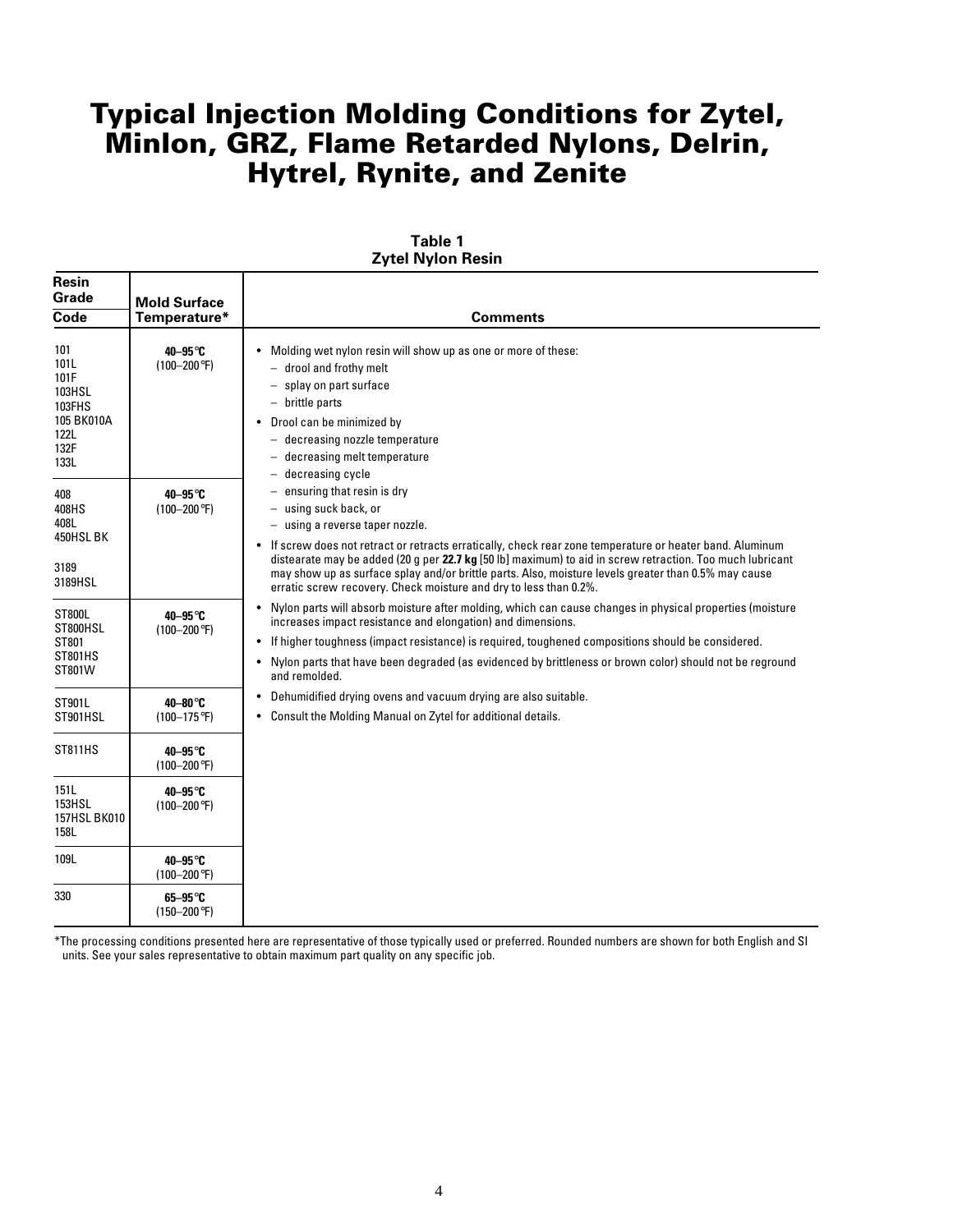# Typical Injection Molding Conditions for Zytel, Minlon, GRZ, Flame Retarded Nylons, Delrin, Hytrel, Rynite, and Zenite

**Table 1**
**Zytel Nylon Resin**

| Resin Grade Code | Mold Surface Temperature* | Comments |
|---|---|---|
| 101<br>101L<br>101F<br>103HSL<br>103FHS<br>105 BK010A<br>122L<br>132F<br>133L | **40–95°C**<br>(100–200°F) | • Molding wet nylon resin will show up as one or more of these:<br>– drool and frothy melt<br>– splay on part surface<br>– brittle parts<br>• Drool can be minimized by<br>– decreasing nozzle temperature<br>– decreasing melt temperature<br>– decreasing cycle<br>– ensuring that resin is dry<br>– using suck back, or<br>– using a reverse taper nozzle.<br>• If screw does not retract or retracts erratically, check rear zone temperature or heater band. Aluminum distearate may be added (20 g per **22.7 kg** [50 lb] maximum) to aid in screw retraction. Too much lubricant may show up as surface splay and/or brittle parts. Also, moisture levels greater than 0.5% may cause erratic screw recovery. Check moisture and dry to less than 0.2%.<br>• Nylon parts will absorb moisture after molding, which can cause changes in physical properties (moisture increases impact resistance and elongation) and dimensions.<br>• If higher toughness (impact resistance) is required, toughened compositions should be considered.<br>• Nylon parts that have been degraded (as evidenced by brittleness or brown color) should not be reground and remolded.<br>• Dehumidified drying ovens and vacuum drying are also suitable.<br>• Consult the Molding Manual on Zytel for additional details. |
| 408<br>408HS<br>408L<br>450HSL BK<br>3189<br>3189HSL | **40–95°C**<br>(100–200°F) | |
| ST800L<br>ST800HSL<br>ST801<br>ST801HS<br>ST801W | **40–95°C**<br>(100–200°F) | |
| ST901L<br>ST901HSL | **40–80°C**<br>(100–175°F) | |
| ST811HS | **40–95°C**<br>(100–200°F) | |
| 151L<br>153HSL<br>157HSL BK010<br>158L | **40–95°C**<br>(100–200°F) | |
| 109L | **40–95°C**<br>(100–200°F) | |
| 330 | **65–95°C**<br>(150–200°F) | |

*The processing conditions presented here are representative of those typically used or preferred. Rounded numbers are shown for both English and SI units. See your sales representative to obtain maximum part quality on any specific job.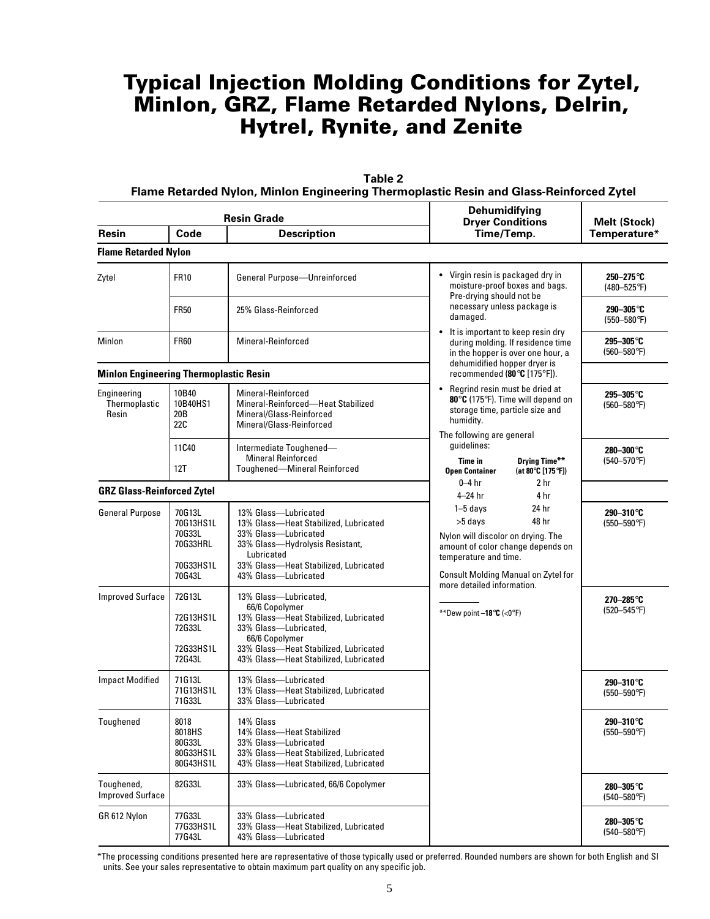# Typical Injection Molding Conditions for Zytel, Minlon, GRZ, Flame Retarded Nylons, Delrin, Hytrel, Rynite, and Zenite

**Table 2**
**Flame Retarded Nylon, Minlon Engineering Thermoplastic Resin and Glass-Reinforced Zytel**

| Resin Grade | | | Dehumidifying Dryer Conditions Time/Temp. | Melt (Stock) Temperature* |
|---|---|---|---|---|
| **Resin** | **Code** | **Description** | | |
| **Flame Retarded Nylon** | | | | |
| Zytel | FR10 | General Purpose—Unreinforced | • Virgin resin is packaged dry in moisture-proof boxes and bags. Pre-drying should not be necessary unless package is damaged. | **250–275°C** (480–525°F) |
| | FR50 | 25% Glass-Reinforced | | **290–305°C** (550–580°F) |
| Minlon | FR60 | Mineral-Reinforced | • It is important to keep resin dry during molding. If residence time in the hopper is over one hour, a dehumidified hopper dryer is recommended (**80°C** [175°F]). | **295–305°C** (560–580°F) |
| **Minlon Engineering Thermoplastic Resin** | | | | |
| Engineering Thermoplastic Resin | 10B40<br>10B40HS1<br>20B<br>22C | Mineral-Reinforced<br>Mineral-Reinforced—Heat Stabilized<br>Mineral/Glass-Reinforced<br>Mineral/Glass-Reinforced | • Regrind resin must be dried at **80°C** (175°F). Time will depend on storage time, particle size and humidity. | **295–305°C** (560–580°F) |
| | 11C40<br>12T | Intermediate Toughened—Mineral Reinforced<br>Toughened—Mineral Reinforced | The following are general guidelines:<br>**Time in Open Container** / **Drying Time**** **(at 80°C [175°F])**<br>0–4 hr / 2 hr<br>4–24 hr / 4 hr<br>1–5 days / 24 hr<br>>5 days / 48 hr | **280–300°C** (540–570°F) |
| **GRZ Glass-Reinforced Zytel** | | | | |
| General Purpose | 70G13L<br>70G13HS1L<br>70G33L<br>70G33HRL<br>70G33HS1L<br>70G43L | 13% Glass—Lubricated<br>13% Glass—Heat Stabilized, Lubricated<br>33% Glass—Lubricated<br>33% Glass—Hydrolysis Resistant, Lubricated<br>33% Glass—Heat Stabilized, Lubricated<br>43% Glass—Lubricated | Nylon will discolor on drying. The amount of color change depends on temperature and time.<br>Consult Molding Manual on Zytel for more detailed information. | **290–310°C** (550–590°F) |
| Improved Surface | 72G13L<br>72G13HS1L<br>72G33L<br>72G33HS1L<br>72G43L | 13% Glass—Lubricated, 66/6 Copolymer<br>13% Glass—Heat Stabilized, Lubricated<br>33% Glass—Lubricated, 66/6 Copolymer<br>33% Glass—Heat Stabilized, Lubricated<br>43% Glass—Heat Stabilized, Lubricated | **Dew point **–18°C** (<0°F) | **270–285°C** (520–545°F) |
| Impact Modified | 71G13L<br>71G13HS1L<br>71G33L | 13% Glass—Lubricated<br>13% Glass—Heat Stabilized, Lubricated<br>33% Glass—Lubricated | | **290–310°C** (550–590°F) |
| Toughened | 8018<br>8018HS<br>80G33L<br>80G33HS1L<br>80G43HS1L | 14% Glass<br>14% Glass—Heat Stabilized<br>33% Glass—Lubricated<br>33% Glass—Heat Stabilized, Lubricated<br>43% Glass—Heat Stabilized, Lubricated | | **290–310°C** (550–590°F) |
| Toughened, Improved Surface | 82G33L | 33% Glass—Lubricated, 66/6 Copolymer | | **280–305°C** (540–580°F) |
| GR 612 Nylon | 77G33L<br>77G33HS1L<br>77G43L | 33% Glass—Lubricated<br>33% Glass—Heat Stabilized, Lubricated<br>43% Glass—Lubricated | | **280–305°C** (540–580°F) |

*The processing conditions presented here are representative of those typically used or preferred. Rounded numbers are shown for both English and SI units. See your sales representative to obtain maximum part quality on any specific job.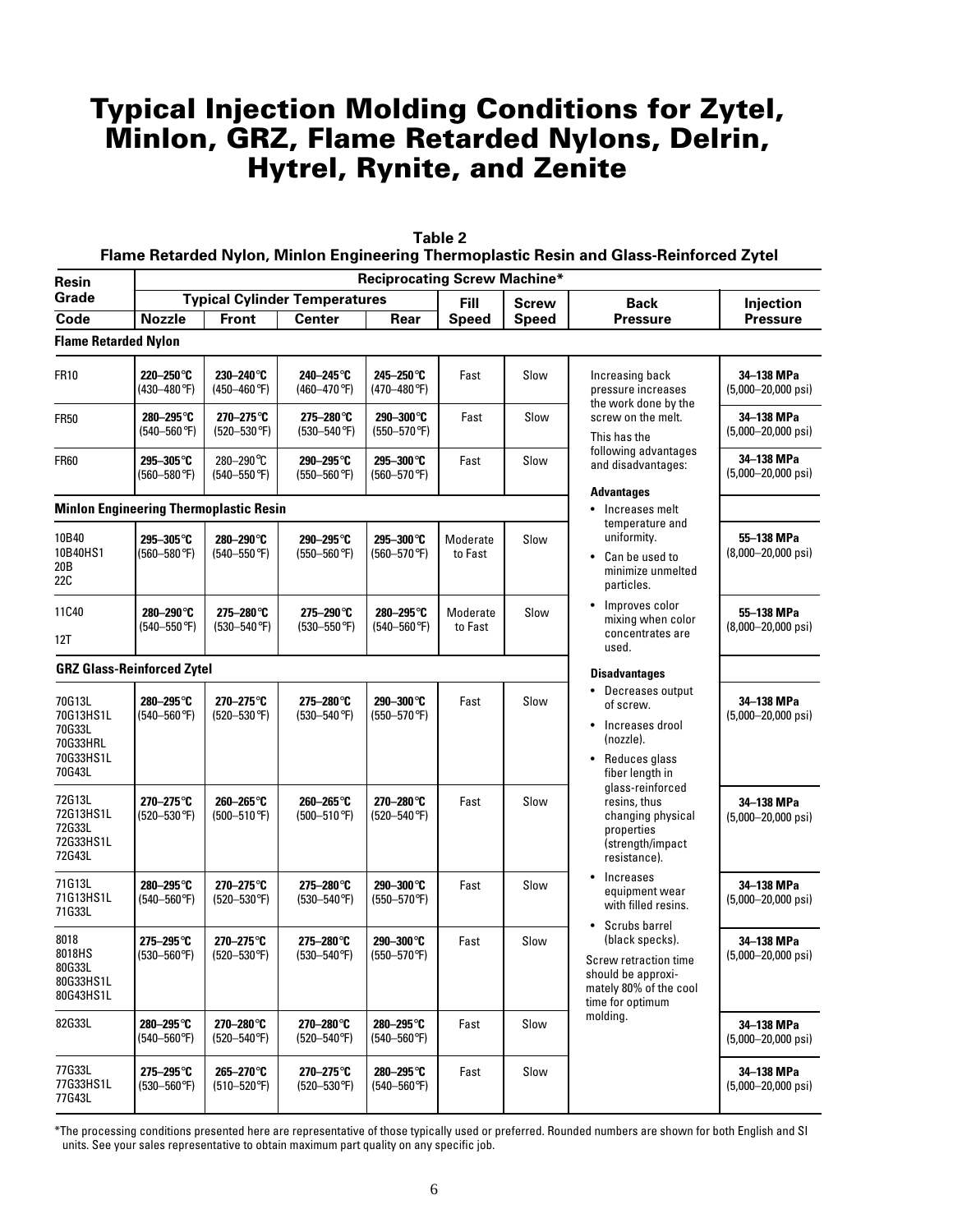# Typical Injection Molding Conditions for Zytel, Minlon, GRZ, Flame Retarded Nylons, Delrin, Hytrel, Rynite, and Zenite

**Table 2**
**Flame Retarded Nylon, Minlon Engineering Thermoplastic Resin and Glass-Reinforced Zytel**

| Resin Grade Code | Reciprocating Screw Machine* | | | | | | | |
|---|---|---|---|---|---|---|---|---|
| | Typical Cylinder Temperatures | | | | Fill Speed | Screw Speed | Back Pressure | Injection Pressure |
| | Nozzle | Front | Center | Rear | | | | |
| **Flame Retarded Nylon** | | | | | | | | |
| FR10 | 220–250°C (430–480°F) | 230–240°C (450–460°F) | 240–245°C (460–470°F) | 245–250°C (470–480°F) | Fast | Slow | Increasing back pressure increases the work done by the screw on the melt. This has the following advantages and disadvantages: | 34–138 MPa (5,000–20,000 psi) |
| FR50 | 280–295°C (540–560°F) | 270–275°C (520–530°F) | 275–280°C (530–540°F) | 290–300°C (550–570°F) | Fast | Slow | | 34–138 MPa (5,000–20,000 psi) |
| FR60 | 295–305°C (560–580°F) | 280–290°C (540–550°F) | 290–295°C (550–560°F) | 295–300°C (560–570°F) | Fast | Slow | | 34–138 MPa (5,000–20,000 psi) |
| **Minlon Engineering Thermoplastic Resin** | | | | | | | **Advantages** | |
| 10B40 10B40HS1 20B 22C | 295–305°C (560–580°F) | 280–290°C (540–550°F) | 290–295°C (550–560°F) | 295–300°C (560–570°F) | Moderate to Fast | Slow | • Increases melt temperature and uniformity. • Can be used to minimize unmelted particles. | 55–138 MPa (8,000–20,000 psi) |
| 11C40 12T | 280–290°C (540–550°F) | 275–280°C (530–540°F) | 275–290°C (530–550°F) | 280–295°C (540–560°F) | Moderate to Fast | Slow | • Improves color mixing when color concentrates are used. | 55–138 MPa (8,000–20,000 psi) |
| **GRZ Glass-Reinforced Zytel** | | | | | | | **Disadvantages** | |
| 70G13L 70G13HS1L 70G33L 70G33HRL 70G33HS1L 70G43L | 280–295°C (540–560°F) | 270–275°C (520–530°F) | 275–280°C (530–540°F) | 290–300°C (550–570°F) | Fast | Slow | • Decreases output of screw. • Increases drool (nozzle). • Reduces glass fiber length in glass-reinforced | 34–138 MPa (5,000–20,000 psi) |
| 72G13L 72G13HS1L 72G33L 72G33HS1L 72G43L | 270–275°C (520–530°F) | 260–265°C (500–510°F) | 260–265°C (500–510°F) | 270–280°C (520–540°F) | Fast | Slow | resins, thus changing physical properties (strength/impact resistance). | 34–138 MPa (5,000–20,000 psi) |
| 71G13L 71G13HS1L 71G33L | 280–295°C (540–560°F) | 270–275°C (520–530°F) | 275–280°C (530–540°F) | 290–300°C (550–570°F) | Fast | Slow | • Increases equipment wear with filled resins. | 34–138 MPa (5,000–20,000 psi) |
| 8018 8018HS 80G33L 80G33HS1L 80G43HS1L | 275–295°C (530–560°F) | 270–275°C (520–530°F) | 275–280°C (530–540°F) | 290–300°C (550–570°F) | Fast | Slow | • Scrubs barrel (black specks). Screw retraction time should be approximately 80% of the cool time for optimum molding. | 34–138 MPa (5,000–20,000 psi) |
| 82G33L | 280–295°C (540–560°F) | 270–280°C (520–540°F) | 270–280°C (520–540°F) | 280–295°C (540–560°F) | Fast | Slow | | 34–138 MPa (5,000–20,000 psi) |
| 77G33L 77G33HS1L 77G43L | 275–295°C (530–560°F) | 265–270°C (510–520°F) | 270–275°C (520–530°F) | 280–295°C (540–560°F) | Fast | Slow | | 34–138 MPa (5,000–20,000 psi) |

*The processing conditions presented here are representative of those typically used or preferred. Rounded numbers are shown for both English and SI units. See your sales representative to obtain maximum part quality on any specific job.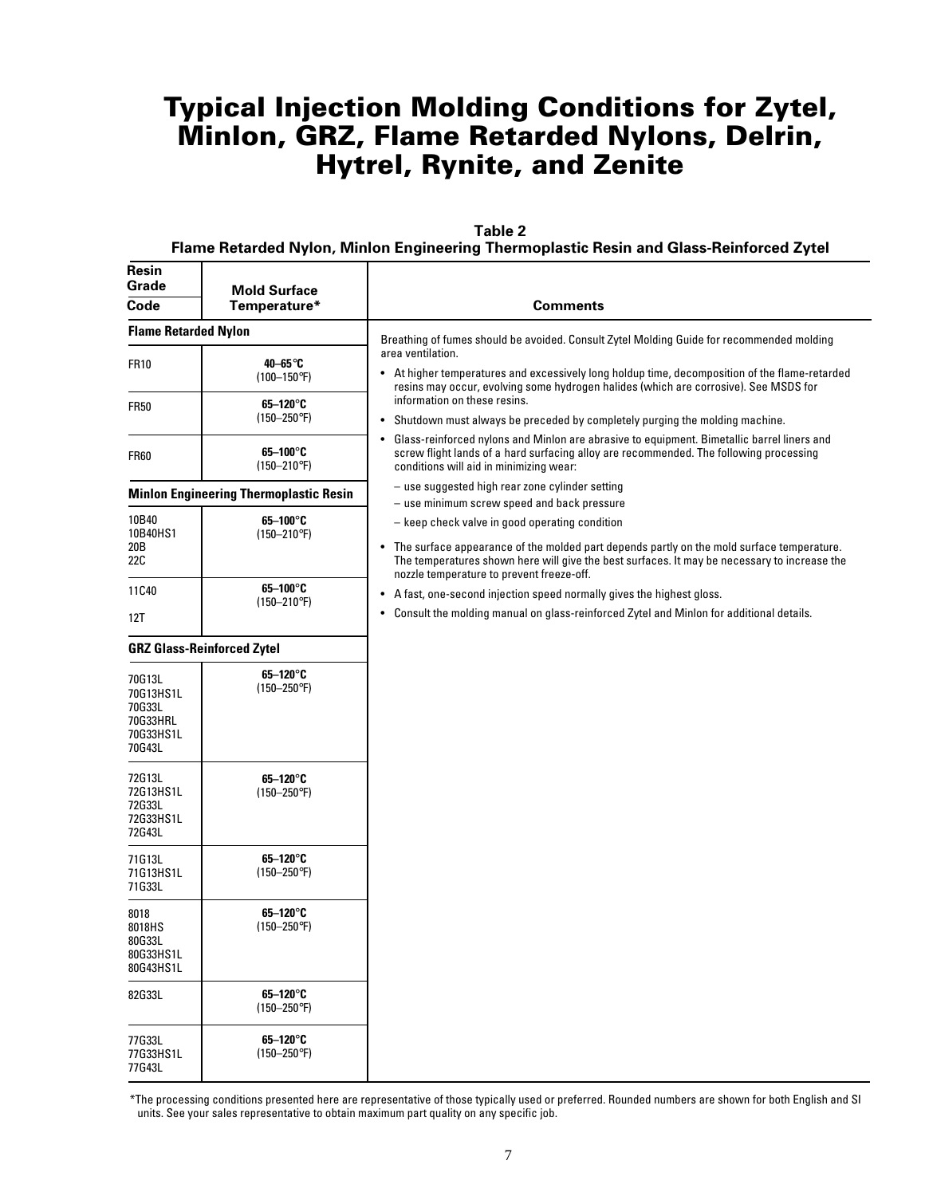# Typical Injection Molding Conditions for Zytel, Minlon, GRZ, Flame Retarded Nylons, Delrin, Hytrel, Rynite, and Zenite

**Table 2**
**Flame Retarded Nylon, Minlon Engineering Thermoplastic Resin and Glass-Reinforced Zytel**

| Resin Grade Code | Mold Surface Temperature* |
|---|---|
| **Flame Retarded Nylon** | |
| FR10 | **40–65°C** (100–150°F) |
| FR50 | **65–120°C** (150–250°F) |
| FR60 | **65–100°C** (150–210°F) |
| **Minlon Engineering Thermoplastic Resin** | |
| 10B40<br>10B40HS1<br>20B<br>22C | **65–100°C** (150–210°F) |
| 11C40<br>12T | **65–100°C** (150–210°F) |
| **GRZ Glass-Reinforced Zytel** | |
| 70G13L<br>70G13HS1L<br>70G33L<br>70G33HRL<br>70G33HS1L<br>70G43L | **65–120°C** (150–250°F) |
| 72G13L<br>72G13HS1L<br>72G33L<br>72G33HS1L<br>72G43L | **65–120°C** (150–250°F) |
| 71G13L<br>71G13HS1L<br>71G33L | **65–120°C** (150–250°F) |
| 8018<br>8018HS<br>80G33L<br>80G33HS1L<br>80G43HS1L | **65–120°C** (150–250°F) |
| 82G33L | **65–120°C** (150–250°F) |
| 77G33L<br>77G33HS1L<br>77G43L | **65–120°C** (150–250°F) |

**Comments**

Breathing of fumes should be avoided. Consult Zytel Molding Guide for recommended molding area ventilation.

- At higher temperatures and excessively long holdup time, decomposition of the flame-retarded resins may occur, evolving some hydrogen halides (which are corrosive). See MSDS for information on these resins.
- Shutdown must always be preceded by completely purging the molding machine.
- Glass-reinforced nylons and Minlon are abrasive to equipment. Bimetallic barrel liners and screw flight lands of a hard surfacing alloy are recommended. The following processing conditions will aid in minimizing wear:
  - use suggested high rear zone cylinder setting
  - use minimum screw speed and back pressure
  - keep check valve in good operating condition
- The surface appearance of the molded part depends partly on the mold surface temperature. The temperatures shown here will give the best surfaces. It may be necessary to increase the nozzle temperature to prevent freeze-off.
- A fast, one-second injection speed normally gives the highest gloss.
- Consult the molding manual on glass-reinforced Zytel and Minlon for additional details.

*The processing conditions presented here are representative of those typically used or preferred. Rounded numbers are shown for both English and SI units. See your sales representative to obtain maximum part quality on any specific job.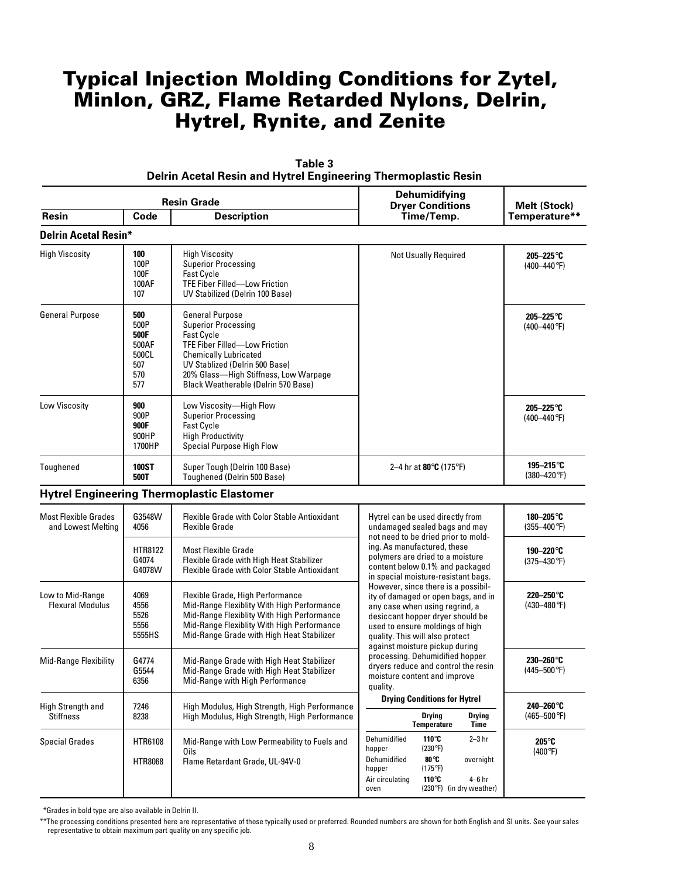# Typical Injection Molding Conditions for Zytel, Minlon, GRZ, Flame Retarded Nylons, Delrin, Hytrel, Rynite, and Zenite

**Table 3**
**Delrin Acetal Resin and Hytrel Engineering Thermoplastic Resin**

| Resin Grade | | | Dehumidifying Dryer Conditions | Melt (Stock) |
|---|---|---|---|---|
| **Resin** | **Code** | **Description** | **Time/Temp.** | **Temperature\*\*** |
| **Delrin Acetal Resin\*** | | | | |
| High Viscosity | **100**<br>100P<br>100F<br>100AF<br>107 | High Viscosity<br>Superior Processing<br>Fast Cycle<br>TFE Fiber Filled—Low Friction<br>UV Stabilized (Delrin 100 Base) | Not Usually Required | **205–225°C**<br>(400–440°F) |
| General Purpose | **500**<br>500P<br>**500F**<br>500AF<br>500CL<br>507<br>570<br>577 | General Purpose<br>Superior Processing<br>Fast Cycle<br>TFE Fiber Filled—Low Friction<br>Chemically Lubricated<br>UV Stablized (Delrin 500 Base)<br>20% Glass—High Stiffness, Low Warpage<br>Black Weatherable (Delrin 570 Base) | | **205–225°C**<br>(400–440°F) |
| Low Viscosity | **900**<br>900P<br>**900F**<br>900HP<br>1700HP | Low Viscosity—High Flow<br>Superior Processing<br>Fast Cycle<br>High Productivity<br>Special Purpose High Flow | | **205–225°C**<br>(400–440°F) |
| Toughened | **100ST**<br>**500T** | Super Tough (Delrin 100 Base)<br>Toughened (Delrin 500 Base) | 2–4 hr at **80°C** (175°F) | **195–215°C**<br>(380–420°F) |
| **Hytrel Engineering Thermoplastic Elastomer** | | | | |
| Most Flexible Grades and Lowest Melting | G3548W<br>4056 | Flexible Grade with Color Stable Antioxidant<br>Flexible Grade | Hytrel can be used directly from undamaged sealed bags and may not need to be dried prior to molding. As manufactured, these polymers are dried to a moisture content below 0.1% and packaged in special moisture-resistant bags. However, since there is a possibility of damaged or open bags, and in any case when using regrind, a desiccant hopper dryer should be used to ensure moldings of high quality. This will also protect against moisture pickup during processing. Dehumidified hopper dryers reduce and control the resin moisture content and improve quality. | **180–205°C**<br>(355–400°F) |
| | HTR8122<br>G4074<br>G4078W | Most Flexible Grade<br>Flexible Grade with High Heat Stabilizer<br>Flexible Grade with Color Stable Antioxidant | | **190–220°C**<br>(375–430°F) |
| Low to Mid-Range Flexural Modulus | 4069<br>4556<br>5526<br>5556<br>5555HS | Flexible Grade, High Performance<br>Mid-Range Flexiblity With High Performance<br>Mid-Range Flexiblity With High Performance<br>Mid-Range Flexiblity With High Performance<br>Mid-Range Grade with High Heat Stabilizer | | **220–250°C**<br>(430–480°F) |
| Mid-Range Flexibility | G4774<br>G5544<br>6356 | Mid-Range Grade with High Heat Stabilizer<br>Mid-Range Grade with High Heat Stabilizer<br>Mid-Range with High Performance | | **230–260°C**<br>(445–500°F) |
| High Strength and Stiffness | 7246<br>8238 | High Modulus, High Strength, High Performance<br>High Modulus, High Strength, High Performance | **Drying Conditions for Hytrel** (see below) | **240–260°C**<br>(465–500°F) |
| Special Grades | HTR6108<br><br>HTR8068 | Mid-Range with Low Permeability to Fuels and Oils<br>Flame Retardant Grade, UL-94V-0 | | **205°C**<br>(400°F) |

**Drying Conditions for Hytrel**

| | Drying Temperature | Drying Time |
|---|---|---|
| Dehumidified hopper | **110°C** (230°F) | 2–3 hr |
| Dehumidified hopper | **80°C** (175°F) | overnight |
| Air circulating oven | **110°C** (230°F) | 4–6 hr (in dry weather) |

\*Grades in bold type are also available in Delrin II.

\*\*The processing conditions presented here are representative of those typically used or preferred. Rounded numbers are shown for both English and SI units. See your sales representative to obtain maximum part quality on any specific job.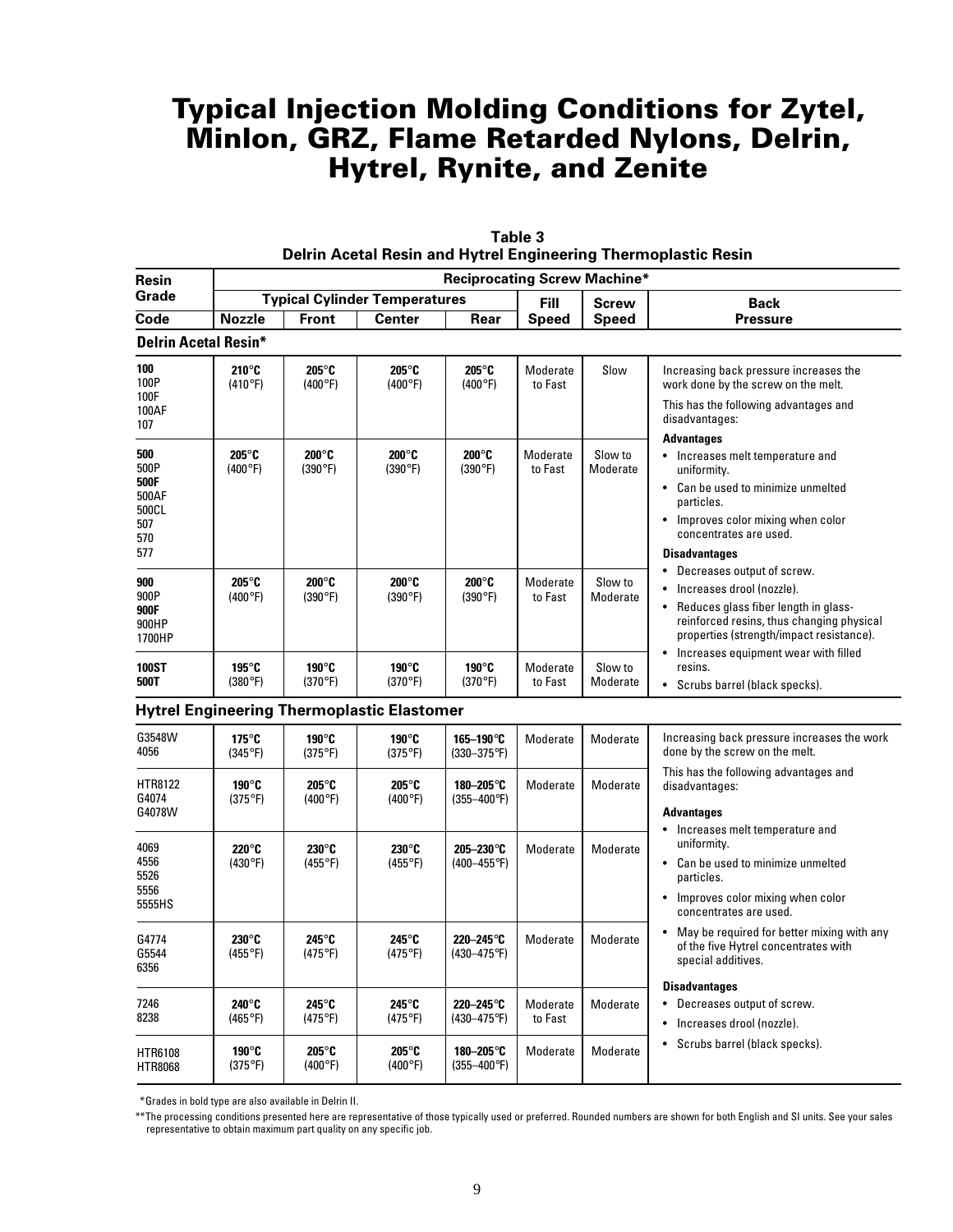# Typical Injection Molding Conditions for Zytel, Minlon, GRZ, Flame Retarded Nylons, Delrin, Hytrel, Rynite, and Zenite

**Table 3**
**Delrin Acetal Resin and Hytrel Engineering Thermoplastic Resin**

| Resin Grade Code | Reciprocating Screw Machine* | | | | | | |
|---|---|---|---|---|---|---|---|
| | Typical Cylinder Temperatures | | | | Fill Speed | Screw Speed | Back Pressure |
| | Nozzle | Front | Center | Rear | | | |
| **Delrin Acetal Resin*** | | | | | | | |
| **100** 100P 100F 100AF 107 | **210°C** (410°F) | **205°C** (400°F) | **205°C** (400°F) | **205°C** (400°F) | Moderate to Fast | Slow | Increasing back pressure increases the work done by the screw on the melt. This has the following advantages and disadvantages: **Advantages** • Increases melt temperature and uniformity. • Can be used to minimize unmelted particles. • Improves color mixing when color concentrates are used. **Disadvantages** • Decreases output of screw. • Increases drool (nozzle). • Reduces glass fiber length in glass-reinforced resins, thus changing physical properties (strength/impact resistance). • Increases equipment wear with filled resins. • Scrubs barrel (black specks). |
| **500** 500P **500F** 500AF 500CL 507 570 577 | **205°C** (400°F) | **200°C** (390°F) | **200°C** (390°F) | **200°C** (390°F) | Moderate to Fast | Slow to Moderate | |
| **900** 900P **900F** 900HP 1700HP | **205°C** (400°F) | **200°C** (390°F) | **200°C** (390°F) | **200°C** (390°F) | Moderate to Fast | Slow to Moderate | |
| **100ST** **500T** | **195°C** (380°F) | **190°C** (370°F) | **190°C** (370°F) | **190°C** (370°F) | Moderate to Fast | Slow to Moderate | |
| **Hytrel Engineering Thermoplastic Elastomer** | | | | | | | |
| G3548W 4056 | **175°C** (345°F) | **190°C** (375°F) | **190°C** (375°F) | **165–190°C** (330–375°F) | Moderate | Moderate | Increasing back pressure increases the work done by the screw on the melt. This has the following advantages and disadvantages: **Advantages** • Increases melt temperature and uniformity. • Can be used to minimize unmelted particles. • Improves color mixing when color concentrates are used. • May be required for better mixing with any of the five Hytrel concentrates with special additives. **Disadvantages** • Decreases output of screw. • Increases drool (nozzle). • Scrubs barrel (black specks). |
| HTR8122 G4074 G4078W | **190°C** (375°F) | **205°C** (400°F) | **205°C** (400°F) | **180–205°C** (355–400°F) | Moderate | Moderate | |
| 4069 4556 5526 5556 5555HS | **220°C** (430°F) | **230°C** (455°F) | **230°C** (455°F) | **205–230°C** (400–455°F) | Moderate | Moderate | |
| G4774 G5544 6356 | **230°C** (455°F) | **245°C** (475°F) | **245°C** (475°F) | **220–245°C** (430–475°F) | Moderate | Moderate | |
| 7246 8238 | **240°C** (465°F) | **245°C** (475°F) | **245°C** (475°F) | **220–245°C** (430–475°F) | Moderate to Fast | Moderate | |
| HTR6108 HTR8068 | **190°C** (375°F) | **205°C** (400°F) | **205°C** (400°F) | **180–205°C** (355–400°F) | Moderate | Moderate | |

*Grades in bold type are also available in Delrin II.

**The processing conditions presented here are representative of those typically used or preferred. Rounded numbers are shown for both English and SI units. See your sales representative to obtain maximum part quality on any specific job.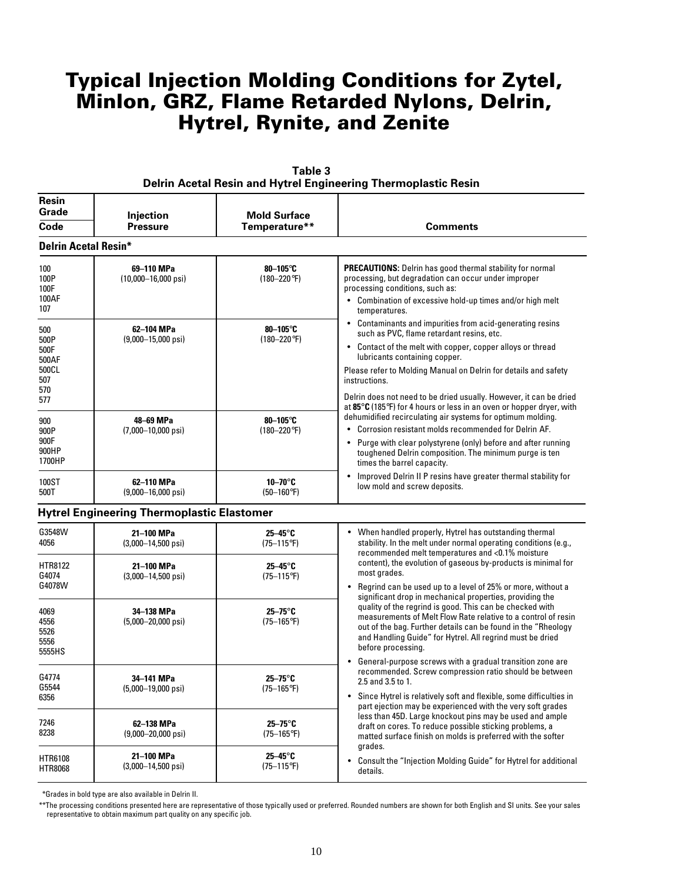# Typical Injection Molding Conditions for Zytel, Minlon, GRZ, Flame Retarded Nylons, Delrin, Hytrel, Rynite, and Zenite

**Table 3**
**Delrin Acetal Resin and Hytrel Engineering Thermoplastic Resin**

| Resin Grade Code | Injection Pressure | Mold Surface Temperature** | Comments |
|---|---|---|---|
| **Delrin Acetal Resin*** | | | |
| 100<br>100P<br>100F<br>100AF<br>107 | **69–110 MPa**<br>(10,000–16,000 psi) | **80–105°C**<br>(180–220°F) | **PRECAUTIONS:** Delrin has good thermal stability for normal processing, but degradation can occur under improper processing conditions, such as:<br>• Combination of excessive hold-up times and/or high melt temperatures.<br>• Contaminants and impurities from acid-generating resins such as PVC, flame retardant resins, etc.<br>• Contact of the melt with copper, copper alloys or thread lubricants containing copper.<br>Please refer to Molding Manual on Delrin for details and safety instructions.<br>Delrin does not need to be dried usually. However, it can be dried at **85°C** (185°F) for 4 hours or less in an oven or hopper dryer, with dehumidified recirculating air systems for optimum molding.<br>• Corrosion resistant molds recommended for Delrin AF.<br>• Purge with clear polystyrene (only) before and after running toughened Delrin composition. The minimum purge is ten times the barrel capacity.<br>• Improved Delrin II P resins have greater thermal stability for low mold and screw deposits. |
| 500<br>500P<br>500F<br>500AF<br>500CL<br>507<br>570<br>577 | **62–104 MPa**<br>(9,000–15,000 psi) | **80–105°C**<br>(180–220°F) | |
| 900<br>900P<br>900F<br>900HP<br>1700HP | **48–69 MPa**<br>(7,000–10,000 psi) | **80–105°C**<br>(180–220°F) | |
| 100ST<br>500T | **62–110 MPa**<br>(9,000–16,000 psi) | **10–70°C**<br>(50–160°F) | |
| **Hytrel Engineering Thermoplastic Elastomer** | | | |
| G3548W<br>4056 | **21–100 MPa**<br>(3,000–14,500 psi) | **25–45°C**<br>(75–115°F) | • When handled properly, Hytrel has outstanding thermal stability. In the melt under normal operating conditions (e.g., recommended melt temperatures and <0.1% moisture content), the evolution of gaseous by-products is minimal for most grades.<br>• Regrind can be used up to a level of 25% or more, without a significant drop in mechanical properties, providing the quality of the regrind is good. This can be checked with measurements of Melt Flow Rate relative to a control of resin out of the bag. Further details can be found in the "Rheology and Handling Guide" for Hytrel. All regrind must be dried before processing.<br>• General-purpose screws with a gradual transition zone are recommended. Screw compression ratio should be between 2.5 and 3.5 to 1.<br>• Since Hytrel is relatively soft and flexible, some difficulties in part ejection may be experienced with the very soft grades less than 45D. Large knockout pins may be used and ample draft on cores. To reduce possible sticking problems, a matted surface finish on molds is preferred with the softer grades.<br>• Consult the "Injection Molding Guide" for Hytrel for additional details. |
| HTR8122<br>G4074<br>G4078W | **21–100 MPa**<br>(3,000–14,500 psi) | **25–45°C**<br>(75–115°F) | |
| 4069<br>4556<br>5526<br>5556<br>5555HS | **34–138 MPa**<br>(5,000–20,000 psi) | **25–75°C**<br>(75–165°F) | |
| G4774<br>G5544<br>6356 | **34–141 MPa**<br>(5,000–19,000 psi) | **25–75°C**<br>(75–165°F) | |
| 7246<br>8238 | **62–138 MPa**<br>(9,000–20,000 psi) | **25–75°C**<br>(75–165°F) | |
| HTR6108<br>HTR8068 | **21–100 MPa**<br>(3,000–14,500 psi) | **25–45°C**<br>(75–115°F) | |

*Grades in bold type are also available in Delrin II.

**The processing conditions presented here are representative of those typically used or preferred. Rounded numbers are shown for both English and SI units. See your sales representative to obtain maximum part quality on any specific job.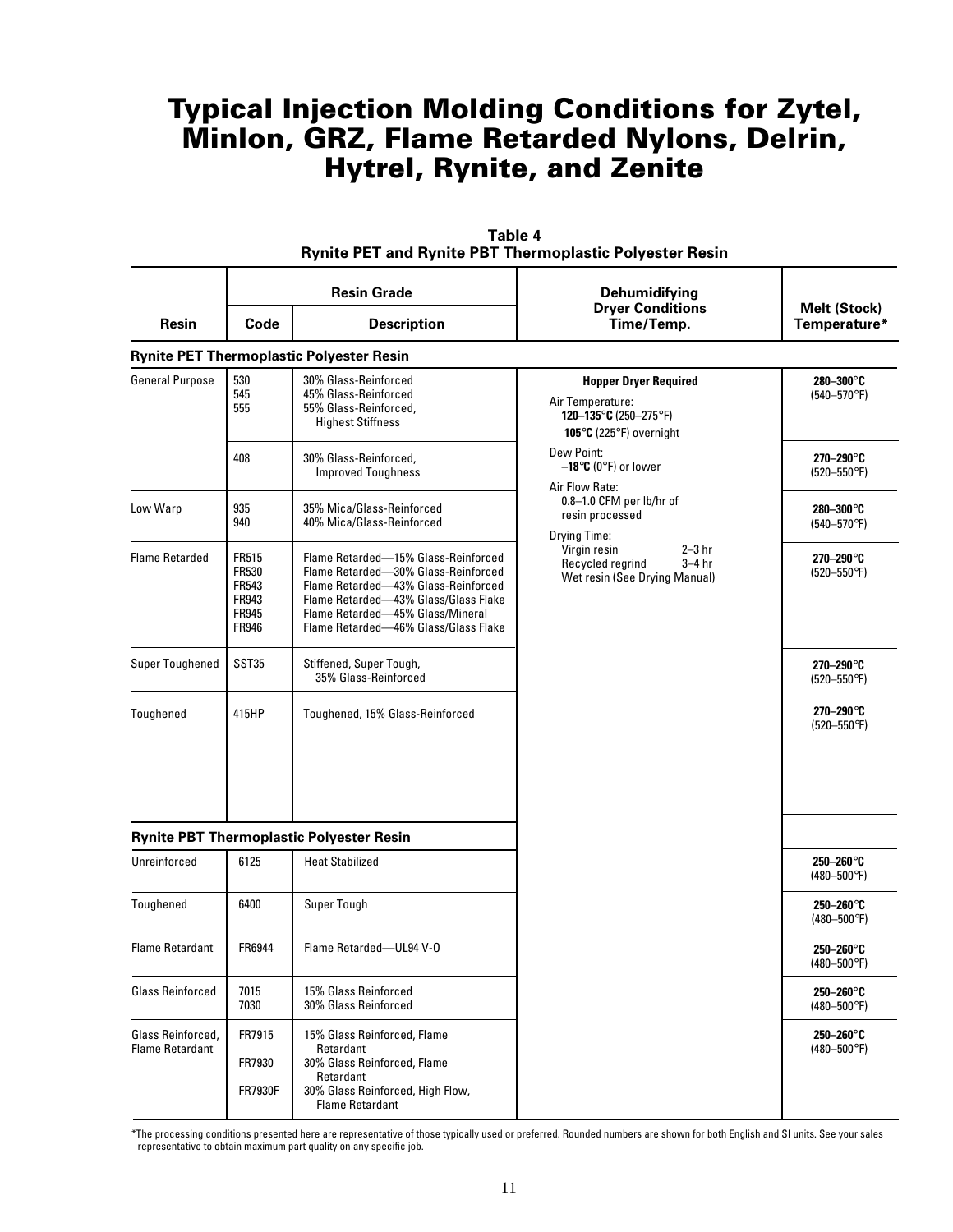# Typical Injection Molding Conditions for Zytel, Minlon, GRZ, Flame Retarded Nylons, Delrin, Hytrel, Rynite, and Zenite

**Table 4**
**Rynite PET and Rynite PBT Thermoplastic Polyester Resin**

| Resin | Resin Grade Code | Resin Grade Description | Dehumidifying Dryer Conditions Time/Temp. | Melt (Stock) Temperature* |
|---|---|---|---|---|
| **Rynite PET Thermoplastic Polyester Resin** | | | | |
| General Purpose | 530<br>545<br>555 | 30% Glass-Reinforced<br>45% Glass-Reinforced<br>55% Glass-Reinforced, Highest Stiffness | **Hopper Dryer Required**<br>Air Temperature: **120–135°C** (250–275°F) **105°C** (225°F) overnight<br>Dew Point: **–18°C** (0°F) or lower<br>Air Flow Rate: 0.8–1.0 CFM per lb/hr of resin processed<br>Drying Time: Virgin resin 2–3 hr; Recycled regrind 3–4 hr; Wet resin (See Drying Manual) | **280–300°C** (540–570°F) |
| | 408 | 30% Glass-Reinforced, Improved Toughness | | **270–290°C** (520–550°F) |
| Low Warp | 935<br>940 | 35% Mica/Glass-Reinforced<br>40% Mica/Glass-Reinforced | | **280–300°C** (540–570°F) |
| Flame Retarded | FR515<br>FR530<br>FR543<br>FR943<br>FR945<br>FR946 | Flame Retarded—15% Glass-Reinforced<br>Flame Retarded—30% Glass-Reinforced<br>Flame Retarded—43% Glass-Reinforced<br>Flame Retarded—43% Glass/Glass Flake<br>Flame Retarded—45% Glass/Mineral<br>Flame Retarded—46% Glass/Glass Flake | | **270–290°C** (520–550°F) |
| Super Toughened | SST35 | Stiffened, Super Tough, 35% Glass-Reinforced | | **270–290°C** (520–550°F) |
| Toughened | 415HP | Toughened, 15% Glass-Reinforced | | **270–290°C** (520–550°F) |
| **Rynite PBT Thermoplastic Polyester Resin** | | | | |
| Unreinforced | 6125 | Heat Stabilized | | **250–260°C** (480–500°F) |
| Toughened | 6400 | Super Tough | | **250–260°C** (480–500°F) |
| Flame Retardant | FR6944 | Flame Retarded—UL94 V-0 | | **250–260°C** (480–500°F) |
| Glass Reinforced | 7015<br>7030 | 15% Glass Reinforced<br>30% Glass Reinforced | | **250–260°C** (480–500°F) |
| Glass Reinforced, Flame Retardant | FR7915<br>FR7930<br>FR7930F | 15% Glass Reinforced, Flame Retardant<br>30% Glass Reinforced, Flame Retardant<br>30% Glass Reinforced, High Flow, Flame Retardant | | **250–260°C** (480–500°F) |

*The processing conditions presented here are representative of those typically used or preferred. Rounded numbers are shown for both English and SI units. See your sales representative to obtain maximum part quality on any specific job.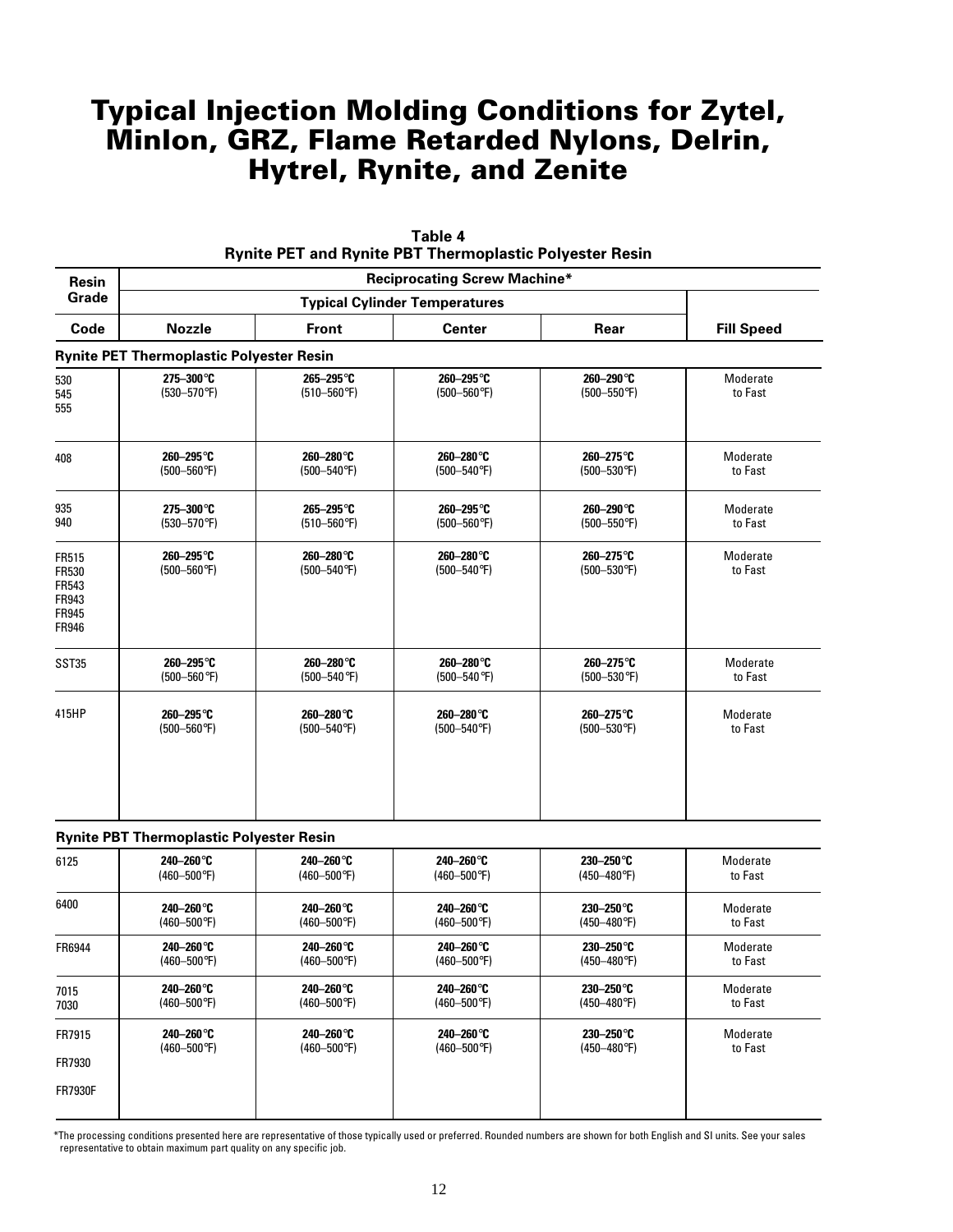# Typical Injection Molding Conditions for Zytel, Minlon, GRZ, Flame Retarded Nylons, Delrin, Hytrel, Rynite, and Zenite

**Table 4**
**Rynite PET and Rynite PBT Thermoplastic Polyester Resin**

| Resin Grade | Reciprocating Screw Machine* | | | | |
|---|---|---|---|---|---|
| | Typical Cylinder Temperatures | | | | |
| Code | Nozzle | Front | Center | Rear | Fill Speed |
| **Rynite PET Thermoplastic Polyester Resin** | | | | | |
| 530<br>545<br>555 | **275–300°C**<br>(530–570°F) | **265–295°C**<br>(510–560°F) | **260–295°C**<br>(500–560°F) | **260–290°C**<br>(500–550°F) | Moderate to Fast |
| 408 | **260–295°C**<br>(500–560°F) | **260–280°C**<br>(500–540°F) | **260–280°C**<br>(500–540°F) | **260–275°C**<br>(500–530°F) | Moderate to Fast |
| 935<br>940 | **275–300°C**<br>(530–570°F) | **265–295°C**<br>(510–560°F) | **260–295°C**<br>(500–560°F) | **260–290°C**<br>(500–550°F) | Moderate to Fast |
| FR515<br>FR530<br>FR543<br>FR943<br>FR945<br>FR946 | **260–295°C**<br>(500–560°F) | **260–280°C**<br>(500–540°F) | **260–280°C**<br>(500–540°F) | **260–275°C**<br>(500–530°F) | Moderate to Fast |
| SST35 | **260–295°C**<br>(500–560°F) | **260–280°C**<br>(500–540°F) | **260–280°C**<br>(500–540°F) | **260–275°C**<br>(500–530°F) | Moderate to Fast |
| 415HP | **260–295°C**<br>(500–560°F) | **260–280°C**<br>(500–540°F) | **260–280°C**<br>(500–540°F) | **260–275°C**<br>(500–530°F) | Moderate to Fast |
| **Rynite PBT Thermoplastic Polyester Resin** | | | | | |
| 6125 | **240–260°C**<br>(460–500°F) | **240–260°C**<br>(460–500°F) | **240–260°C**<br>(460–500°F) | **230–250°C**<br>(450–480°F) | Moderate to Fast |
| 6400 | **240–260°C**<br>(460–500°F) | **240–260°C**<br>(460–500°F) | **240–260°C**<br>(460–500°F) | **230–250°C**<br>(450–480°F) | Moderate to Fast |
| FR6944 | **240–260°C**<br>(460–500°F) | **240–260°C**<br>(460–500°F) | **240–260°C**<br>(460–500°F) | **230–250°C**<br>(450–480°F) | Moderate to Fast |
| 7015<br>7030 | **240–260°C**<br>(460–500°F) | **240–260°C**<br>(460–500°F) | **240–260°C**<br>(460–500°F) | **230–250°C**<br>(450–480°F) | Moderate to Fast |
| FR7915<br>FR7930<br>FR7930F | **240–260°C**<br>(460–500°F) | **240–260°C**<br>(460–500°F) | **240–260°C**<br>(460–500°F) | **230–250°C**<br>(450–480°F) | Moderate to Fast |

*The processing conditions presented here are representative of those typically used or preferred. Rounded numbers are shown for both English and SI units. See your sales representative to obtain maximum part quality on any specific job.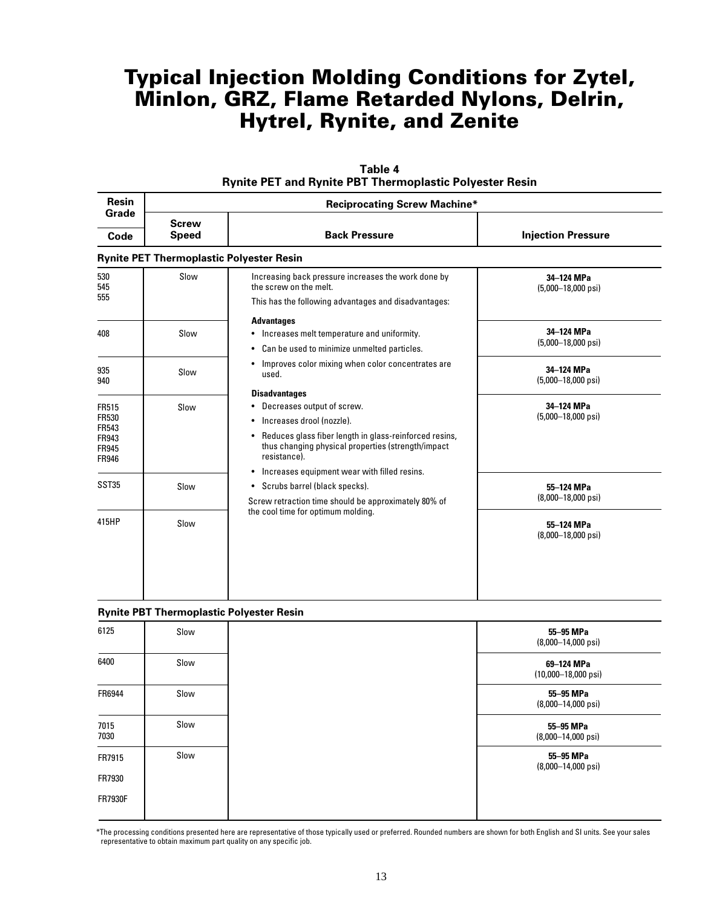# Typical Injection Molding Conditions for Zytel, Minlon, GRZ, Flame Retarded Nylons, Delrin, Hytrel, Rynite, and Zenite

**Table 4**
**Rynite PET and Rynite PBT Thermoplastic Polyester Resin**

| Resin Grade Code | Reciprocating Screw Machine* | | |
|---|---|---|---|
| | **Screw Speed** | **Back Pressure** | **Injection Pressure** |
| **Rynite PET Thermoplastic Polyester Resin** | | | |
| 530<br>545<br>555 | Slow | Increasing back pressure increases the work done by the screw on the melt.<br>This has the following advantages and disadvantages:<br>**Advantages**<br>• Increases melt temperature and uniformity.<br>• Can be used to minimize unmelted particles.<br>• Improves color mixing when color concentrates are used.<br>**Disadvantages**<br>• Decreases output of screw.<br>• Increases drool (nozzle).<br>• Reduces glass fiber length in glass-reinforced resins, thus changing physical properties (strength/impact resistance).<br>• Increases equipment wear with filled resins.<br>• Scrubs barrel (black specks).<br>Screw retraction time should be approximately 80% of the cool time for optimum molding. | **34–124 MPa**<br>(5,000–18,000 psi) |
| 408 | Slow | | **34–124 MPa**<br>(5,000–18,000 psi) |
| 935<br>940 | Slow | | **34–124 MPa**<br>(5,000–18,000 psi) |
| FR515<br>FR530<br>FR543<br>FR943<br>FR945<br>FR946 | Slow | | **34–124 MPa**<br>(5,000–18,000 psi) |
| SST35 | Slow | | **55–124 MPa**<br>(8,000–18,000 psi) |
| 415HP | Slow | | **55–124 MPa**<br>(8,000–18,000 psi) |
| **Rynite PBT Thermoplastic Polyester Resin** | | | |
| 6125 | Slow | | **55–95 MPa**<br>(8,000–14,000 psi) |
| 6400 | Slow | | **69–124 MPa**<br>(10,000–18,000 psi) |
| FR6944 | Slow | | **55–95 MPa**<br>(8,000–14,000 psi) |
| 7015<br>7030 | Slow | | **55–95 MPa**<br>(8,000–14,000 psi) |
| FR7915<br>FR7930<br>FR7930F | Slow | | **55–95 MPa**<br>(8,000–14,000 psi) |

*The processing conditions presented here are representative of those typically used or preferred. Rounded numbers are shown for both English and SI units. See your sales representative to obtain maximum part quality on any specific job.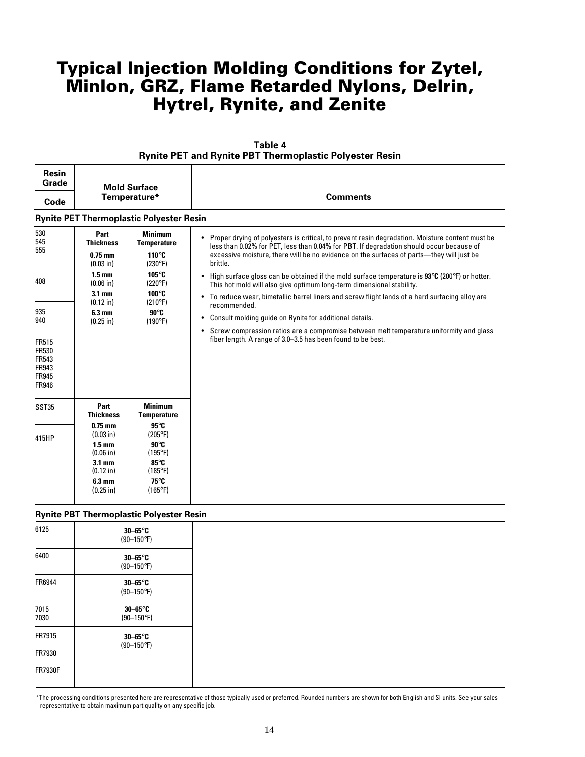# Typical Injection Molding Conditions for Zytel, Minlon, GRZ, Flame Retarded Nylons, Delrin, Hytrel, Rynite, and Zenite

**Table 4**
**Rynite PET and Rynite PBT Thermoplastic Polyester Resin**

| Resin Grade Code | Mold Surface Temperature* | | Comments |
|---|---|---|---|
| **Rynite PET Thermoplastic Polyester Resin** | | | |
| 530<br>545<br>555 | **Part Thickness** | **Minimum Temperature** | • Proper drying of polyesters is critical, to prevent resin degradation. Moisture content must be less than 0.02% for PET, less than 0.04% for PBT. If degradation should occur because of excessive moisture, there will be no evidence on the surfaces of parts—they will just be brittle.<br>• High surface gloss can be obtained if the mold surface temperature is **93°C** (200°F) or hotter. This hot mold will also give optimum long-term dimensional stability.<br>• To reduce wear, bimetallic barrel liners and screw flight lands of a hard surfacing alloy are recommended.<br>• Consult molding guide on Rynite for additional details.<br>• Screw compression ratios are a compromise between melt temperature uniformity and glass fiber length. A range of 3.0–3.5 has been found to be best. |
| 408 | **0.75 mm** (0.03 in) | **110°C** (230°F) | |
| 935<br>940 | **1.5 mm** (0.06 in) | **105°C** (220°F) | |
| FR515<br>FR530<br>FR543<br>FR943<br>FR945<br>FR946 | **3.1 mm** (0.12 in)<br>**6.3 mm** (0.25 in) | **100°C** (210°F)<br>**90°C** (190°F) | |
| SST35 | **Part Thickness** | **Minimum Temperature** | |
| 415HP | **0.75 mm** (0.03 in)<br>**1.5 mm** (0.06 in)<br>**3.1 mm** (0.12 in)<br>**6.3 mm** (0.25 in) | **95°C** (205°F)<br>**90°C** (195°F)<br>**85°C** (185°F)<br>**75°C** (165°F) | |
| **Rynite PBT Thermoplastic Polyester Resin** | | | |
| 6125 | **30–65°C** (90–150°F) | | |
| 6400 | **30–65°C** (90–150°F) | | |
| FR6944 | **30–65°C** (90–150°F) | | |
| 7015<br>7030 | **30–65°C** (90–150°F) | | |
| FR7915<br>FR7930<br>FR7930F | **30–65°C** (90–150°F) | | |

*The processing conditions presented here are representative of those typically used or preferred. Rounded numbers are shown for both English and SI units. See your sales representative to obtain maximum part quality on any specific job.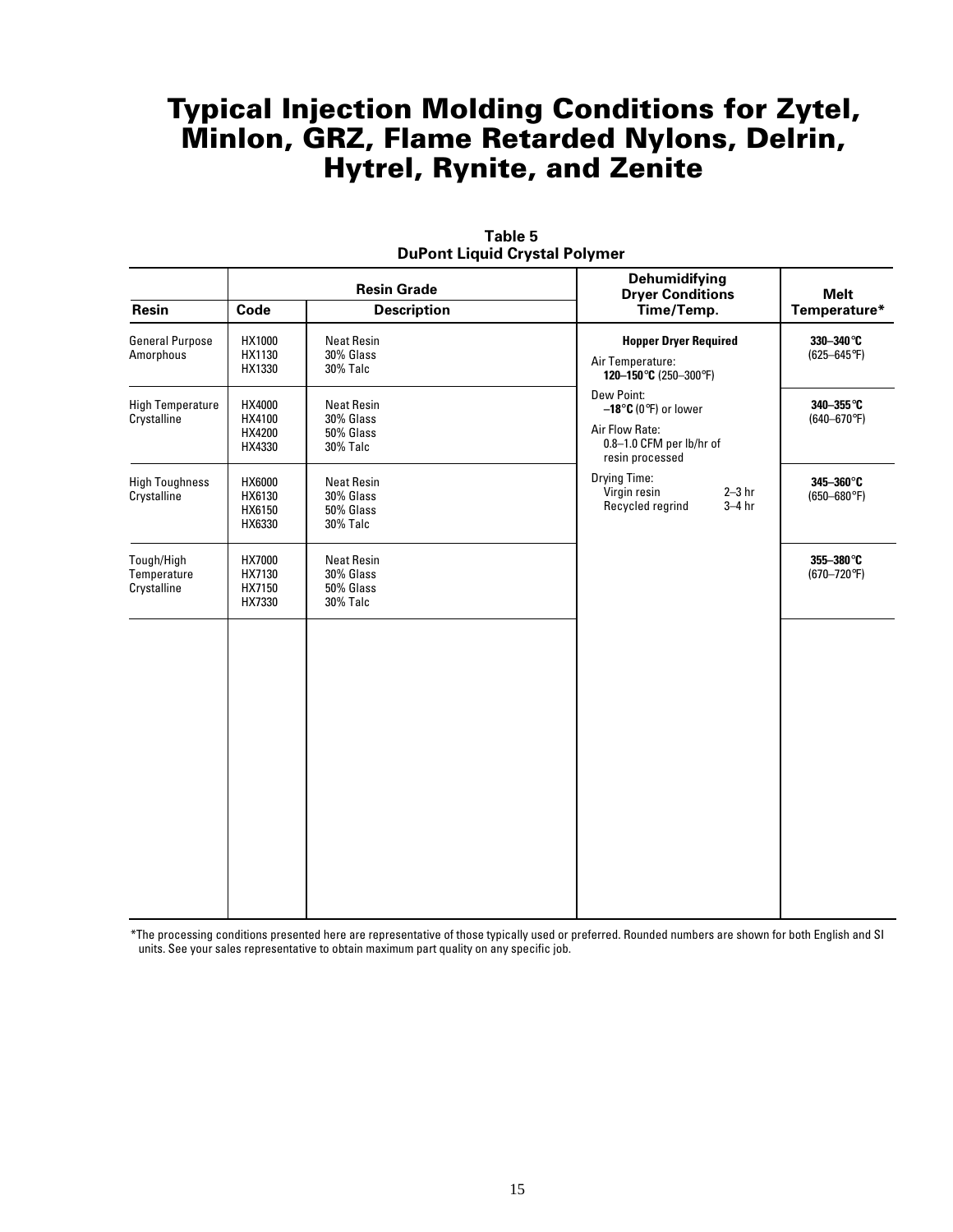# Typical Injection Molding Conditions for Zytel, Minlon, GRZ, Flame Retarded Nylons, Delrin, Hytrel, Rynite, and Zenite

**Table 5**
**DuPont Liquid Crystal Polymer**

| Resin | Resin Grade | | Dehumidifying Dryer Conditions Time/Temp. | Melt Temperature* |
|---|---|---|---|---|
| | Code | Description | | |
| General Purpose Amorphous | HX1000<br>HX1130<br>HX1330 | Neat Resin<br>30% Glass<br>30% Talc | **Hopper Dryer Required**<br>Air Temperature: **120–150°C** (250–300°F)<br>Dew Point: **–18°C** (0°F) or lower<br>Air Flow Rate: 0.8–1.0 CFM per lb/hr of resin processed<br>Drying Time: Virgin resin 2–3 hr; Recycled regrind 3–4 hr | **330–340°C** (625–645°F) |
| High Temperature Crystalline | HX4000<br>HX4100<br>HX4200<br>HX4330 | Neat Resin<br>30% Glass<br>50% Glass<br>30% Talc | | **340–355°C** (640–670°F) |
| High Toughness Crystalline | HX6000<br>HX6130<br>HX6150<br>HX6330 | Neat Resin<br>30% Glass<br>50% Glass<br>30% Talc | | **345–360°C** (650–680°F) |
| Tough/High Temperature Crystalline | HX7000<br>HX7130<br>HX7150<br>HX7330 | Neat Resin<br>30% Glass<br>50% Glass<br>30% Talc | | **355–380°C** (670–720°F) |

*The processing conditions presented here are representative of those typically used or preferred. Rounded numbers are shown for both English and SI units. See your sales representative to obtain maximum part quality on any specific job.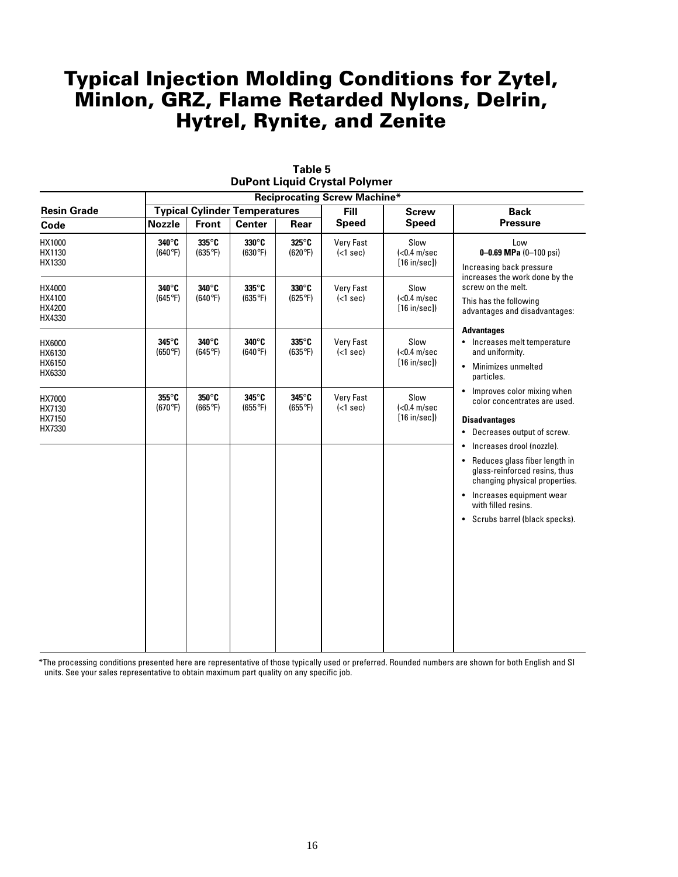# Typical Injection Molding Conditions for Zytel, Minlon, GRZ, Flame Retarded Nylons, Delrin, Hytrel, Rynite, and Zenite

**Table 5**
**DuPont Liquid Crystal Polymer**

| Resin Grade | Reciprocating Screw Machine* | | | | | | |
|---|---|---|---|---|---|---|---|
| | Typical Cylinder Temperatures | | | | Fill | Screw | Back |
| Code | Nozzle | Front | Center | Rear | Speed | Speed | Pressure |
| HX1000<br>HX1130<br>HX1330 | **340°C**<br>(640°F) | **335°C**<br>(635°F) | **330°C**<br>(630°F) | **325°C**<br>(620°F) | Very Fast<br>(<1 sec) | Slow<br>(<0.4 m/sec<br>[16 in/sec]) | Low<br>**0–0.69 MPa** (0–100 psi)<br>Increasing back pressure increases the work done by the screw on the melt.<br>This has the following advantages and disadvantages:<br>**Advantages**<br>• Increases melt temperature and uniformity.<br>• Minimizes unmelted particles.<br>• Improves color mixing when color concentrates are used.<br>**Disadvantages**<br>• Decreases output of screw.<br>• Increases drool (nozzle).<br>• Reduces glass fiber length in glass-reinforced resins, thus changing physical properties.<br>• Increases equipment wear with filled resins.<br>• Scrubs barrel (black specks). |
| HX4000<br>HX4100<br>HX4200<br>HX4330 | **340°C**<br>(645°F) | **340°C**<br>(640°F) | **335°C**<br>(635°F) | **330°C**<br>(625°F) | Very Fast<br>(<1 sec) | Slow<br>(<0.4 m/sec<br>[16 in/sec]) | |
| HX6000<br>HX6130<br>HX6150<br>HX6330 | **345°C**<br>(650°F) | **340°C**<br>(645°F) | **340°C**<br>(640°F) | **335°C**<br>(635°F) | Very Fast<br>(<1 sec) | Slow<br>(<0.4 m/sec<br>[16 in/sec]) | |
| HX7000<br>HX7130<br>HX7150<br>HX7330 | **355°C**<br>(670°F) | **350°C**<br>(665°F) | **345°C**<br>(655°F) | **345°C**<br>(655°F) | Very Fast<br>(<1 sec) | Slow<br>(<0.4 m/sec<br>[16 in/sec]) | |

*The processing conditions presented here are representative of those typically used or preferred. Rounded numbers are shown for both English and SI units. See your sales representative to obtain maximum part quality on any specific job.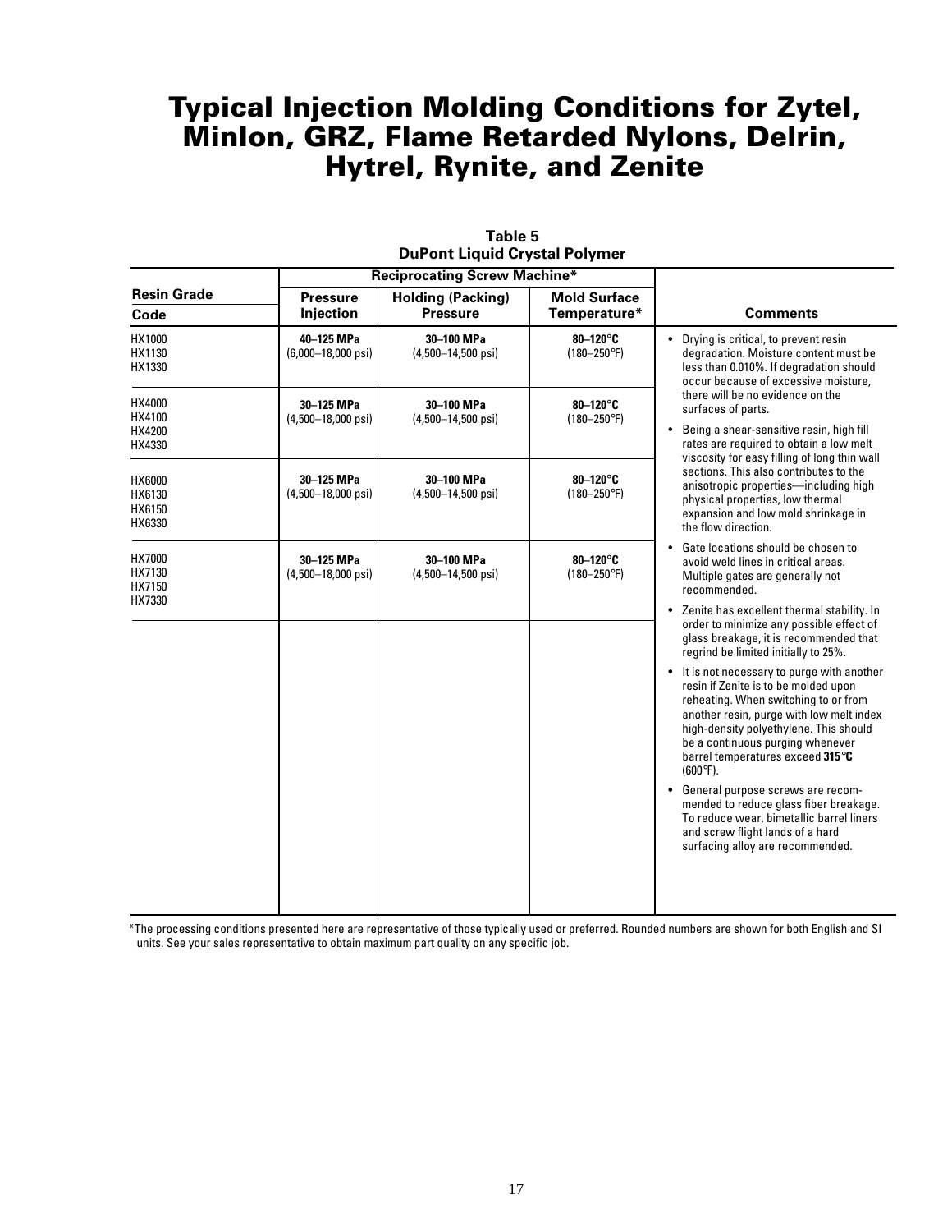# Typical Injection Molding Conditions for Zytel, Minlon, GRZ, Flame Retarded Nylons, Delrin, Hytrel, Rynite, and Zenite

**Table 5**
**DuPont Liquid Crystal Polymer**

| Resin Grade | Reciprocating Screw Machine* | | | |
|---|---|---|---|---|
| Code | Pressure Injection | Holding (Packing) Pressure | Mold Surface Temperature* | Comments |
| HX1000<br>HX1130<br>HX1330 | 40–125 MPa<br>(6,000–18,000 psi) | 30–100 MPa<br>(4,500–14,500 psi) | 80–120°C<br>(180–250°F) | |
| HX4000<br>HX4100<br>HX4200<br>HX4330 | 30–125 MPa<br>(4,500–18,000 psi) | 30–100 MPa<br>(4,500–14,500 psi) | 80–120°C<br>(180–250°F) | |
| HX6000<br>HX6130<br>HX6150<br>HX6330 | 30–125 MPa<br>(4,500–18,000 psi) | 30–100 MPa<br>(4,500–14,500 psi) | 80–120°C<br>(180–250°F) | |
| HX7000<br>HX7130<br>HX7150<br>HX7330 | 30–125 MPa<br>(4,500–18,000 psi) | 30–100 MPa<br>(4,500–14,500 psi) | 80–120°C<br>(180–250°F) | |

**Comments:**

- Drying is critical, to prevent resin degradation. Moisture content must be less than 0.010%. If degradation should occur because of excessive moisture, there will be no evidence on the surfaces of parts.
- Being a shear-sensitive resin, high fill rates are required to obtain a low melt viscosity for easy filling of long thin wall sections. This also contributes to the anisotropic properties—including high physical properties, low thermal expansion and low mold shrinkage in the flow direction.
- Gate locations should be chosen to avoid weld lines in critical areas. Multiple gates are generally not recommended.
- Zenite has excellent thermal stability. In order to minimize any possible effect of glass breakage, it is recommended that regrind be limited initially to 25%.
- It is not necessary to purge with another resin if Zenite is to be molded upon reheating. When switching to or from another resin, purge with low melt index high-density polyethylene. This should be a continuous purging whenever barrel temperatures exceed **315°C** (600°F).
- General purpose screws are recommended to reduce glass fiber breakage. To reduce wear, bimetallic barrel liners and screw flight lands of a hard surfacing alloy are recommended.

*The processing conditions presented here are representative of those typically used or preferred. Rounded numbers are shown for both English and SI units. See your sales representative to obtain maximum part quality on any specific job.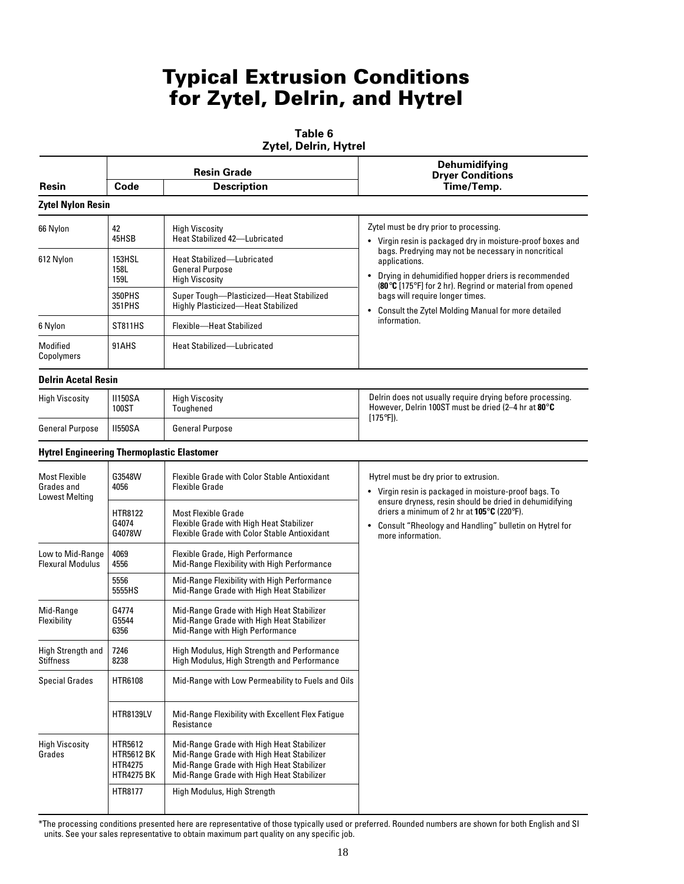# Typical Extrusion Conditions for Zytel, Delrin, and Hytrel

**Table 6**
**Zytel, Delrin, Hytrel**

| Resin | Resin Grade Code | Resin Grade Description | Dehumidifying Dryer Conditions Time/Temp. |
|---|---|---|---|
| **Zytel Nylon Resin** | | | |
| 66 Nylon | 42<br>45HSB | High Viscosity<br>Heat Stabilized 42—Lubricated | Zytel must be dry prior to processing.<br>• Virgin resin is packaged dry in moisture-proof boxes and bags. Predrying may not be necessary in noncritical applications.<br>• Drying in dehumidified hopper driers is recommended (**80°C** [175°F] for 2 hr). Regrind or material from opened bags will require longer times.<br>• Consult the Zytel Molding Manual for more detailed information. |
| 612 Nylon | 153HSL<br>158L<br>159L | Heat Stabilized—Lubricated<br>General Purpose<br>High Viscosity | |
| | 350PHS<br>351PHS | Super Tough—Plasticized—Heat Stabilized<br>Highly Plasticized—Heat Stabilized | |
| 6 Nylon | ST811HS | Flexible—Heat Stabilized | |
| Modified Copolymers | 91AHS | Heat Stabilized—Lubricated | |
| **Delrin Acetal Resin** | | | |
| High Viscosity | II150SA<br>100ST | High Viscosity<br>Toughened | Delrin does not usually require drying before processing. However, Delrin 100ST must be dried (2–4 hr at **80°C** [175°F]). |
| General Purpose | II550SA | General Purpose | |
| **Hytrel Engineering Thermoplastic Elastomer** | | | |
| Most Flexible Grades and Lowest Melting | G3548W<br>4056 | Flexible Grade with Color Stable Antioxidant<br>Flexible Grade | Hytrel must be dry prior to extrusion.<br>• Virgin resin is packaged in moisture-proof bags. To ensure dryness, resin should be dried in dehumidifying driers a minimum of 2 hr at **105°C** (220°F).<br>• Consult "Rheology and Handling" bulletin on Hytrel for more information. |
| | HTR8122<br>G4074<br>G4078W | Most Flexible Grade<br>Flexible Grade with High Heat Stabilizer<br>Flexible Grade with Color Stable Antioxidant | |
| Low to Mid-Range Flexural Modulus | 4069<br>4556 | Flexible Grade, High Performance<br>Mid-Range Flexibility with High Performance | |
| | 5556<br>5555HS | Mid-Range Flexibility with High Performance<br>Mid-Range Grade with High Heat Stabilizer | |
| Mid-Range Flexibility | G4774<br>G5544<br>6356 | Mid-Range Grade with High Heat Stabilizer<br>Mid-Range Grade with High Heat Stabilizer<br>Mid-Range with High Performance | |
| High Strength and Stiffness | 7246<br>8238 | High Modulus, High Strength and Performance<br>High Modulus, High Strength and Performance | |
| Special Grades | HTR6108 | Mid-Range with Low Permeability to Fuels and Oils | |
| | HTR8139LV | Mid-Range Flexibility with Excellent Flex Fatigue Resistance | |
| High Viscosity Grades | HTR5612<br>HTR5612 BK<br>HTR4275<br>HTR4275 BK | Mid-Range Grade with High Heat Stabilizer<br>Mid-Range Grade with High Heat Stabilizer<br>Mid-Range Grade with High Heat Stabilizer<br>Mid-Range Grade with High Heat Stabilizer | |
| | HTR8177 | High Modulus, High Strength | |

*The processing conditions presented here are representative of those typically used or preferred. Rounded numbers are shown for both English and SI units. See your sales representative to obtain maximum part quality on any specific job.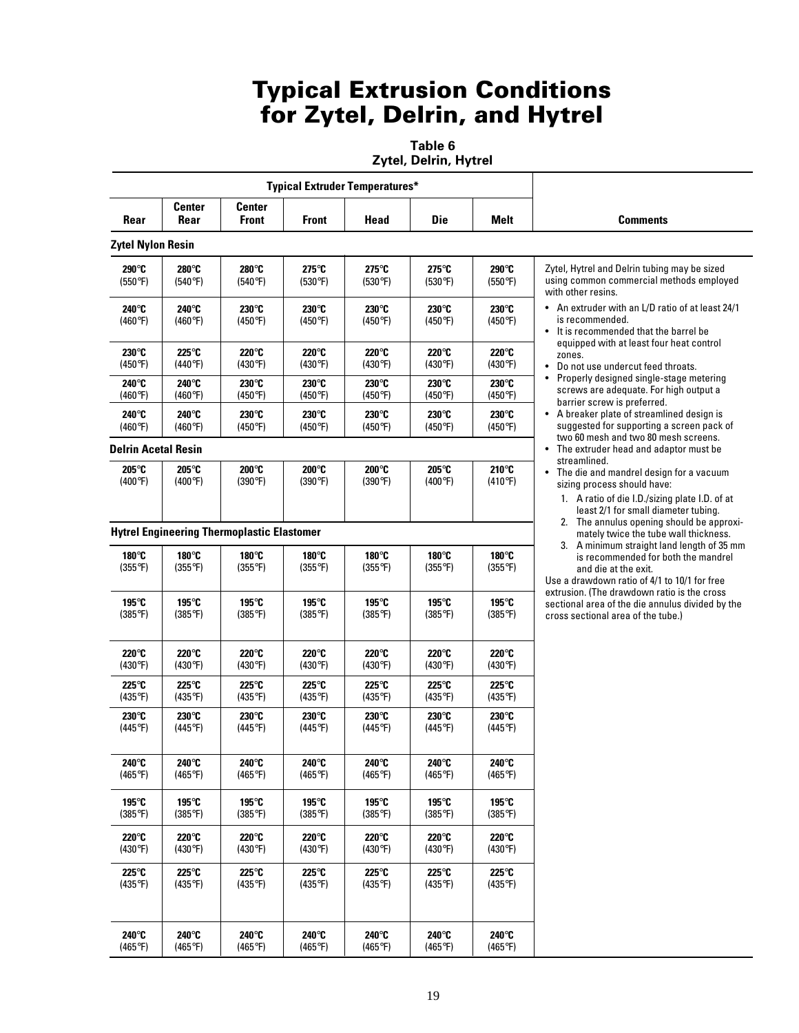# Typical Extrusion Conditions for Zytel, Delrin, and Hytrel

**Table 6**
**Zytel, Delrin, Hytrel**

| Typical Extruder Temperatures* | | | | | | | Comments |
|---|---|---|---|---|---|---|---|
| Rear | Center Rear | Center Front | Front | Head | Die | Melt | |
| **Zytel Nylon Resin** | | | | | | | |
| 290°C (550°F) | 280°C (540°F) | 280°C (540°F) | 275°C (530°F) | 275°C (530°F) | 275°C (530°F) | 290°C (550°F) | |
| 240°C (460°F) | 240°C (460°F) | 230°C (450°F) | 230°C (450°F) | 230°C (450°F) | 230°C (450°F) | 230°C (450°F) | |
| 230°C (450°F) | 225°C (440°F) | 220°C (430°F) | 220°C (430°F) | 220°C (430°F) | 220°C (430°F) | 220°C (430°F) | |
| 240°C (460°F) | 240°C (460°F) | 230°C (450°F) | 230°C (450°F) | 230°C (450°F) | 230°C (450°F) | 230°C (450°F) | |
| 240°C (460°F) | 240°C (460°F) | 230°C (450°F) | 230°C (450°F) | 230°C (450°F) | 230°C (450°F) | 230°C (450°F) | |
| **Delrin Acetal Resin** | | | | | | | |
| 205°C (400°F) | 205°C (400°F) | 200°C (390°F) | 200°C (390°F) | 200°C (390°F) | 205°C (400°F) | 210°C (410°F) | |
| **Hytrel Engineering Thermoplastic Elastomer** | | | | | | | |
| 180°C (355°F) | 180°C (355°F) | 180°C (355°F) | 180°C (355°F) | 180°C (355°F) | 180°C (355°F) | 180°C (355°F) | |
| 195°C (385°F) | 195°C (385°F) | 195°C (385°F) | 195°C (385°F) | 195°C (385°F) | 195°C (385°F) | 195°C (385°F) | |
| 220°C (430°F) | 220°C (430°F) | 220°C (430°F) | 220°C (430°F) | 220°C (430°F) | 220°C (430°F) | 220°C (430°F) | |
| 225°C (435°F) | 225°C (435°F) | 225°C (435°F) | 225°C (435°F) | 225°C (435°F) | 225°C (435°F) | 225°C (435°F) | |
| 230°C (445°F) | 230°C (445°F) | 230°C (445°F) | 230°C (445°F) | 230°C (445°F) | 230°C (445°F) | 230°C (445°F) | |
| 240°C (465°F) | 240°C (465°F) | 240°C (465°F) | 240°C (465°F) | 240°C (465°F) | 240°C (465°F) | 240°C (465°F) | |
| 195°C (385°F) | 195°C (385°F) | 195°C (385°F) | 195°C (385°F) | 195°C (385°F) | 195°C (385°F) | 195°C (385°F) | |
| 220°C (430°F) | 220°C (430°F) | 220°C (430°F) | 220°C (430°F) | 220°C (430°F) | 220°C (430°F) | 220°C (430°F) | |
| 225°C (435°F) | 225°C (435°F) | 225°C (435°F) | 225°C (435°F) | 225°C (435°F) | 225°C (435°F) | 225°C (435°F) | |
| 240°C (465°F) | 240°C (465°F) | 240°C (465°F) | 240°C (465°F) | 240°C (465°F) | 240°C (465°F) | 240°C (465°F) | |

**Comments:**

Zytel, Hytrel and Delrin tubing may be sized using common commercial methods employed with other resins.

- An extruder with an L/D ratio of at least 24/1 is recommended.
- It is recommended that the barrel be equipped with at least four heat control zones.
- Do not use undercut feed throats.
- Properly designed single-stage metering screws are adequate. For high output a barrier screw is preferred.
- A breaker plate of streamlined design is suggested for supporting a screen pack of two 60 mesh and two 80 mesh screens.
- The extruder head and adaptor must be streamlined.
- The die and mandrel design for a vacuum sizing process should have:
  1. A ratio of die I.D./sizing plate I.D. of at least 2/1 for small diameter tubing.
  2. The annulus opening should be approximately twice the tube wall thickness.
  3. A minimum straight land length of 35 mm is recommended for both the mandrel and die at the exit.

Use a drawdown ratio of 4/1 to 10/1 for free extrusion. (The drawdown ratio is the cross sectional area of the die annulus divided by the cross sectional area of the tube.)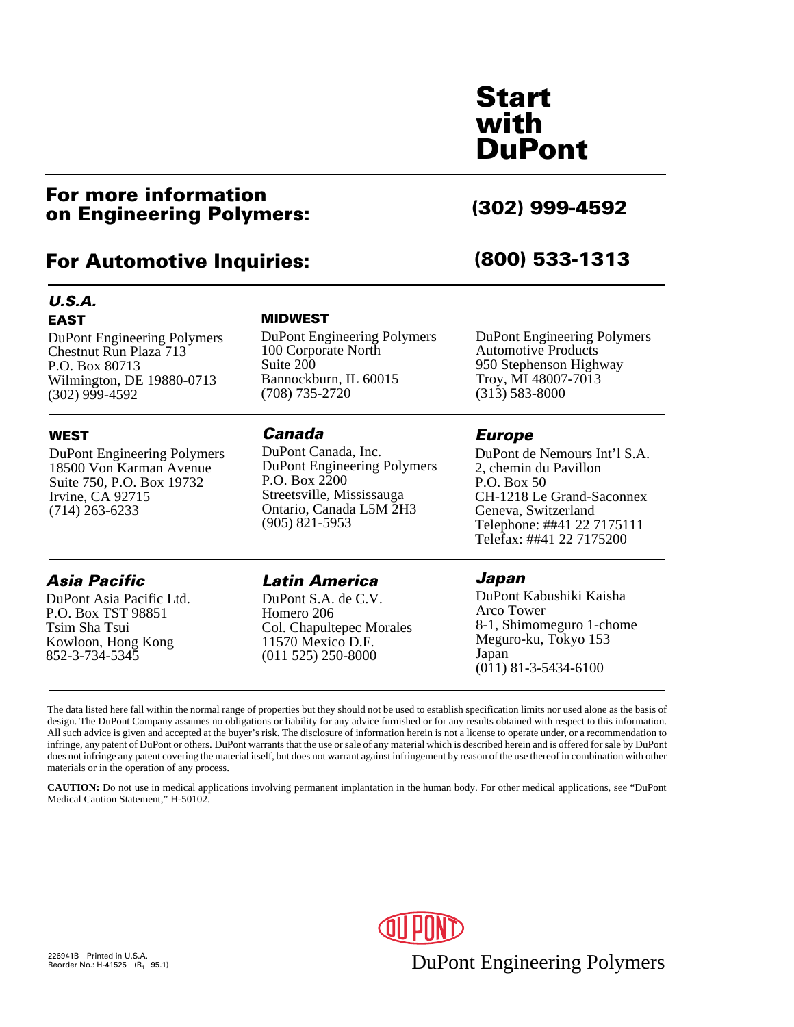# Start with DuPont

**For more information on Engineering Polymers:** **(302) 999-4592**

**For Automotive Inquiries:** **(800) 533-1313**

## *U.S.A.*

### EAST

DuPont Engineering Polymers
Chestnut Run Plaza 713
P.O. Box 80713
Wilmington, DE 19880-0713
(302) 999-4592

### MIDWEST

DuPont Engineering Polymers
100 Corporate North
Suite 200
Bannockburn, IL 60015
(708) 735-2720

DuPont Engineering Polymers
Automotive Products
950 Stephenson Highway
Troy, MI 48007-7013
(313) 583-8000

### WEST

DuPont Engineering Polymers
18500 Von Karman Avenue
Suite 750, P.O. Box 19732
Irvine, CA 92715
(714) 263-6233

## *Canada*

DuPont Canada, Inc.
DuPont Engineering Polymers
P.O. Box 2200
Streetsville, Mississauga
Ontario, Canada L5M 2H3
(905) 821-5953

## *Europe*

DuPont de Nemours Int'l S.A.
2, chemin du Pavillon
P.O. Box 50
CH-1218 Le Grand-Saconnex
Geneva, Switzerland
Telephone: ##41 22 7175111
Telefax: ##41 22 7175200

## *Asia Pacific*

DuPont Asia Pacific Ltd.
P.O. Box TST 98851
Tsim Sha Tsui
Kowloon, Hong Kong
852-3-734-5345

## *Latin America*

DuPont S.A. de C.V.
Homero 206
Col. Chapultepec Morales
11570 Mexico D.F.
(011 525) 250-8000

## *Japan*

DuPont Kabushiki Kaisha
Arco Tower
8-1, Shimomeguro 1-chome
Meguro-ku, Tokyo 153
Japan
(011) 81-3-5434-6100

The data listed here fall within the normal range of properties but they should not be used to establish specification limits nor used alone as the basis of design. The DuPont Company assumes no obligations or liability for any advice furnished or for any results obtained with respect to this information. All such advice is given and accepted at the buyer's risk. The disclosure of information herein is not a license to operate under, or a recommendation to infringe, any patent of DuPont or others. DuPont warrants that the use or sale of any material which is described herein and is offered for sale by DuPont does not infringe any patent covering the material itself, but does not warrant against infringement by reason of the use thereof in combination with other materials or in the operation of any process.

**CAUTION:** Do not use in medical applications involving permanent implantation in the human body. For other medical applications, see "DuPont Medical Caution Statement," H-50102.

DUPONT

DuPont Engineering Polymers

226941B Printed in U.S.A.
Reorder No.: H-41525 (R, 95.1)